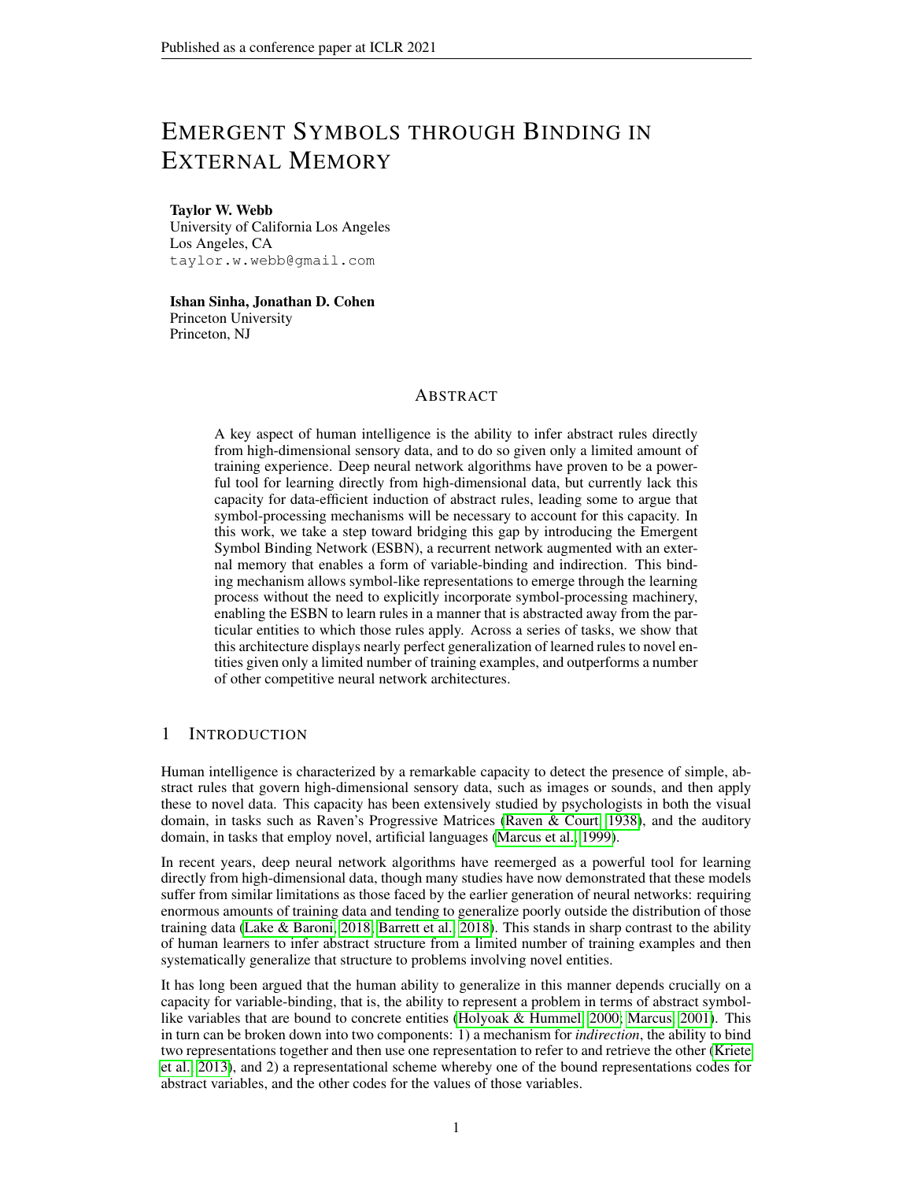# EMERGENT SYMBOLS THROUGH BINDING IN EXTERNAL MEMORY

**Taylor W. Webb**
University of California Los Angeles
Los Angeles, CA
taylor.w.webb@gmail.com

**Ishan Sinha, Jonathan D. Cohen**
Princeton University
Princeton, NJ

## ABSTRACT

A key aspect of human intelligence is the ability to infer abstract rules directly from high-dimensional sensory data, and to do so given only a limited amount of training experience. Deep neural network algorithms have proven to be a powerful tool for learning directly from high-dimensional data, but currently lack this capacity for data-efficient induction of abstract rules, leading some to argue that symbol-processing mechanisms will be necessary to account for this capacity. In this work, we take a step toward bridging this gap by introducing the Emergent Symbol Binding Network (ESBN), a recurrent network augmented with an external memory that enables a form of variable-binding and indirection. This binding mechanism allows symbol-like representations to emerge through the learning process without the need to explicitly incorporate symbol-processing machinery, enabling the ESBN to learn rules in a manner that is abstracted away from the particular entities to which those rules apply. Across a series of tasks, we show that this architecture displays nearly perfect generalization of learned rules to novel entities given only a limited number of training examples, and outperforms a number of other competitive neural network architectures.

## 1 INTRODUCTION

Human intelligence is characterized by a remarkable capacity to detect the presence of simple, abstract rules that govern high-dimensional sensory data, such as images or sounds, and then apply these to novel data. This capacity has been extensively studied by psychologists in both the visual domain, in tasks such as Raven's Progressive Matrices (Raven & Court, 1938), and the auditory domain, in tasks that employ novel, artificial languages (Marcus et al., 1999).

In recent years, deep neural network algorithms have reemerged as a powerful tool for learning directly from high-dimensional data, though many studies have now demonstrated that these models suffer from similar limitations as those faced by the earlier generation of neural networks: requiring enormous amounts of training data and tending to generalize poorly outside the distribution of those training data (Lake & Baroni, 2018; Barrett et al., 2018). This stands in sharp contrast to the ability of human learners to infer abstract structure from a limited number of training examples and then systematically generalize that structure to problems involving novel entities.

It has long been argued that the human ability to generalize in this manner depends crucially on a capacity for variable-binding, that is, the ability to represent a problem in terms of abstract symbol-like variables that are bound to concrete entities (Holyoak & Hummel, 2000; Marcus, 2001). This in turn can be broken down into two components: 1) a mechanism for *indirection*, the ability to bind two representations together and then use one representation to refer to and retrieve the other (Kriete et al., 2013), and 2) a representational scheme whereby one of the bound representations codes for abstract variables, and the other codes for the values of those variables.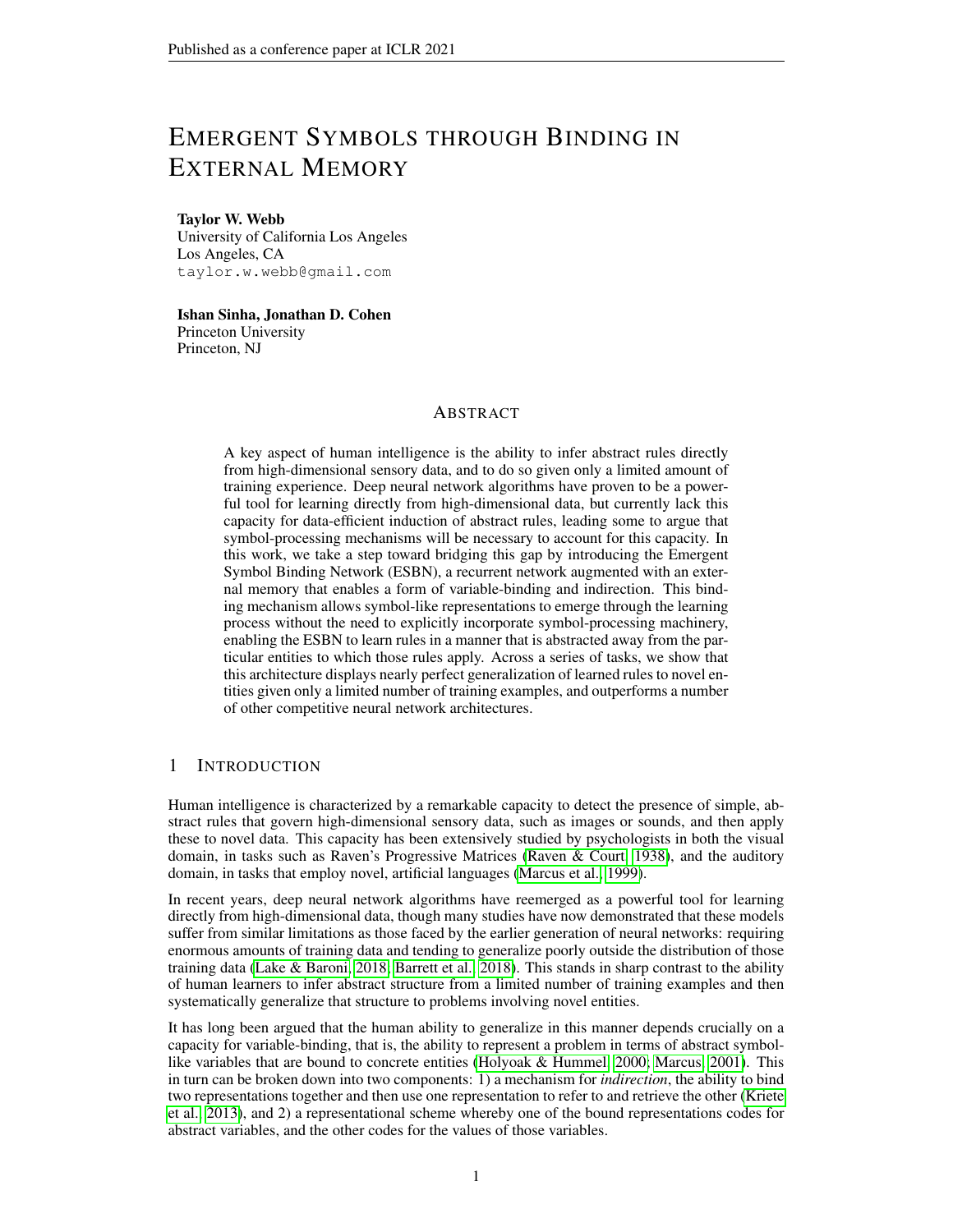# Emergent Symbols through Binding in External Memory

**Taylor W. Webb**
University of California Los Angeles
Los Angeles, CA
taylor.w.webb@gmail.com

**Ishan Sinha, Jonathan D. Cohen**
Princeton University
Princeton, NJ

## Abstract

A key aspect of human intelligence is the ability to infer abstract rules directly from high-dimensional sensory data, and to do so given only a limited amount of training experience. Deep neural network algorithms have proven to be a powerful tool for learning directly from high-dimensional data, but currently lack this capacity for data-efficient induction of abstract rules, leading some to argue that symbol-processing mechanisms will be necessary to account for this capacity. In this work, we take a step toward bridging this gap by introducing the Emergent Symbol Binding Network (ESBN), a recurrent network augmented with an external memory that enables a form of variable-binding and indirection. This binding mechanism allows symbol-like representations to emerge through the learning process without the need to explicitly incorporate symbol-processing machinery, enabling the ESBN to learn rules in a manner that is abstracted away from the particular entities to which those rules apply. Across a series of tasks, we show that this architecture displays nearly perfect generalization of learned rules to novel entities given only a limited number of training examples, and outperforms a number of other competitive neural network architectures.

## 1 Introduction

Human intelligence is characterized by a remarkable capacity to detect the presence of simple, abstract rules that govern high-dimensional sensory data, such as images or sounds, and then apply these to novel data. This capacity has been extensively studied by psychologists in both the visual domain, in tasks such as Raven's Progressive Matrices (Raven & Court, 1938), and the auditory domain, in tasks that employ novel, artificial languages (Marcus et al., 1999).

In recent years, deep neural network algorithms have reemerged as a powerful tool for learning directly from high-dimensional data, though many studies have now demonstrated that these models suffer from similar limitations as those faced by the earlier generation of neural networks: requiring enormous amounts of training data and tending to generalize poorly outside the distribution of those training data (Lake & Baroni, 2018; Barrett et al., 2018). This stands in sharp contrast to the ability of human learners to infer abstract structure from a limited number of training examples and then systematically generalize that structure to problems involving novel entities.

It has long been argued that the human ability to generalize in this manner depends crucially on a capacity for variable-binding, that is, the ability to represent a problem in terms of abstract symbol-like variables that are bound to concrete entities (Holyoak & Hummel, 2000; Marcus, 2001). This in turn can be broken down into two components: 1) a mechanism for *indirection*, the ability to bind two representations together and then use one representation to refer to and retrieve the other (Kriete et al., 2013), and 2) a representational scheme whereby one of the bound representations codes for abstract variables, and the other codes for the values of those variables.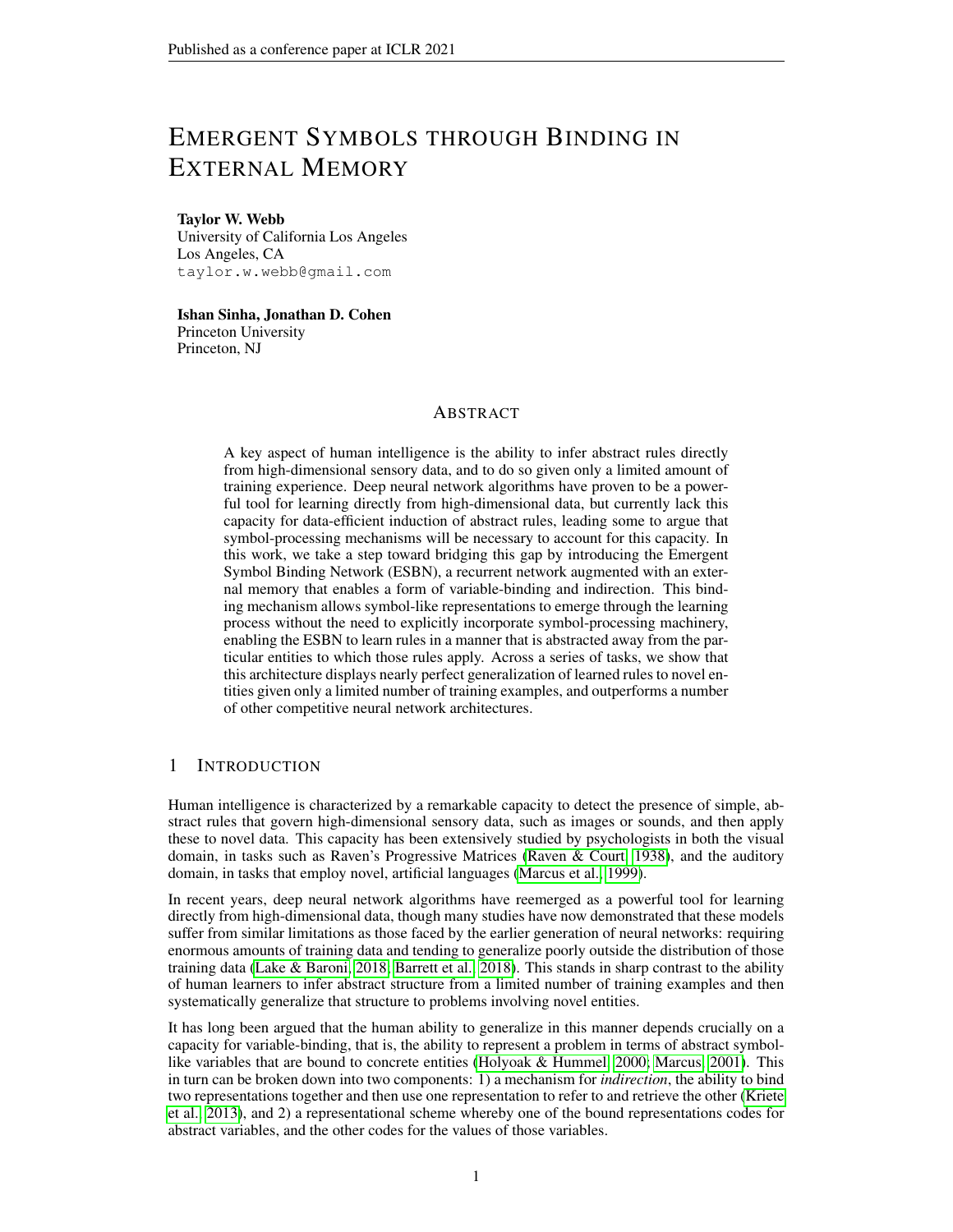# EMERGENT SYMBOLS THROUGH BINDING IN EXTERNAL MEMORY

**Taylor W. Webb**
University of California Los Angeles
Los Angeles, CA
taylor.w.webb@gmail.com

**Ishan Sinha, Jonathan D. Cohen**
Princeton University
Princeton, NJ

## ABSTRACT

A key aspect of human intelligence is the ability to infer abstract rules directly from high-dimensional sensory data, and to do so given only a limited amount of training experience. Deep neural network algorithms have proven to be a powerful tool for learning directly from high-dimensional data, but currently lack this capacity for data-efficient induction of abstract rules, leading some to argue that symbol-processing mechanisms will be necessary to account for this capacity. In this work, we take a step toward bridging this gap by introducing the Emergent Symbol Binding Network (ESBN), a recurrent network augmented with an external memory that enables a form of variable-binding and indirection. This binding mechanism allows symbol-like representations to emerge through the learning process without the need to explicitly incorporate symbol-processing machinery, enabling the ESBN to learn rules in a manner that is abstracted away from the particular entities to which those rules apply. Across a series of tasks, we show that this architecture displays nearly perfect generalization of learned rules to novel entities given only a limited number of training examples, and outperforms a number of other competitive neural network architectures.

## 1 INTRODUCTION

Human intelligence is characterized by a remarkable capacity to detect the presence of simple, abstract rules that govern high-dimensional sensory data, such as images or sounds, and then apply these to novel data. This capacity has been extensively studied by psychologists in both the visual domain, in tasks such as Raven's Progressive Matrices (Raven & Court, 1938), and the auditory domain, in tasks that employ novel, artificial languages (Marcus et al., 1999).

In recent years, deep neural network algorithms have reemerged as a powerful tool for learning directly from high-dimensional data, though many studies have now demonstrated that these models suffer from similar limitations as those faced by the earlier generation of neural networks: requiring enormous amounts of training data and tending to generalize poorly outside the distribution of those training data (Lake & Baroni, 2018; Barrett et al., 2018). This stands in sharp contrast to the ability of human learners to infer abstract structure from a limited number of training examples and then systematically generalize that structure to problems involving novel entities.

It has long been argued that the human ability to generalize in this manner depends crucially on a capacity for variable-binding, that is, the ability to represent a problem in terms of abstract symbol-like variables that are bound to concrete entities (Holyoak & Hummel, 2000; Marcus, 2001). This in turn can be broken down into two components: 1) a mechanism for *indirection*, the ability to bind two representations together and then use one representation to refer to and retrieve the other (Kriete et al., 2013), and 2) a representational scheme whereby one of the bound representations codes for abstract variables, and the other codes for the values of those variables.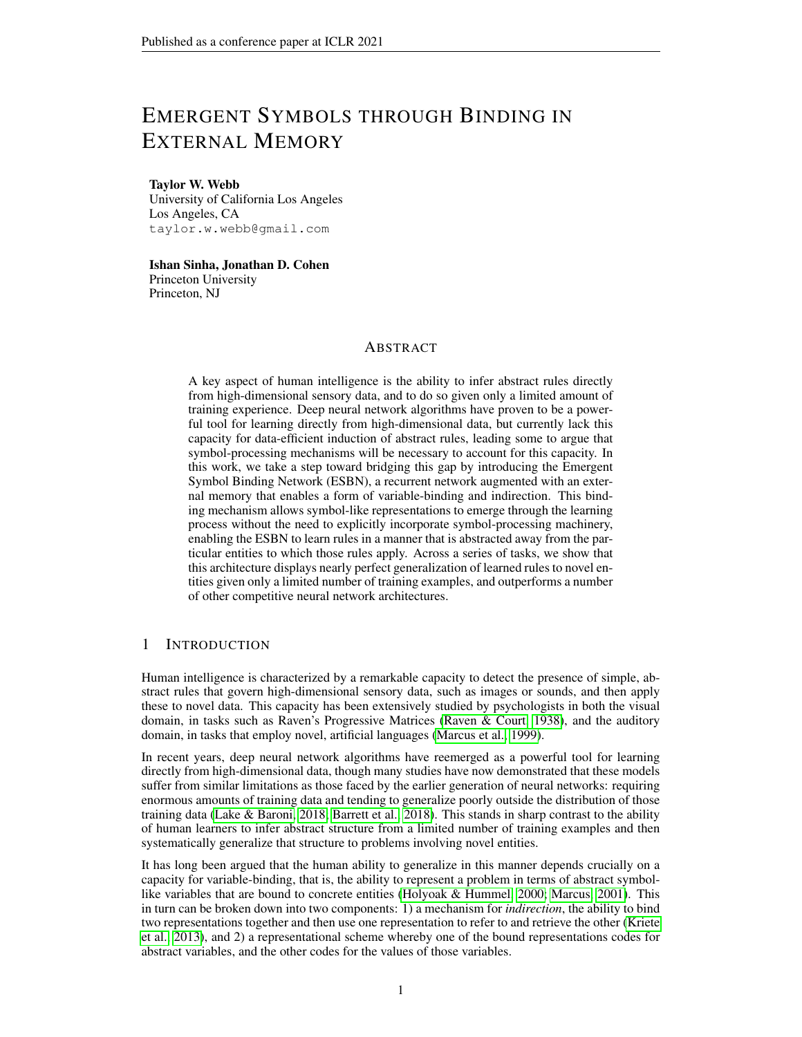# Emergent Symbols through Binding in External Memory

**Taylor W. Webb**
University of California Los Angeles
Los Angeles, CA
taylor.w.webb@gmail.com

**Ishan Sinha, Jonathan D. Cohen**
Princeton University
Princeton, NJ

## Abstract

A key aspect of human intelligence is the ability to infer abstract rules directly from high-dimensional sensory data, and to do so given only a limited amount of training experience. Deep neural network algorithms have proven to be a powerful tool for learning directly from high-dimensional data, but currently lack this capacity for data-efficient induction of abstract rules, leading some to argue that symbol-processing mechanisms will be necessary to account for this capacity. In this work, we take a step toward bridging this gap by introducing the Emergent Symbol Binding Network (ESBN), a recurrent network augmented with an external memory that enables a form of variable-binding and indirection. This binding mechanism allows symbol-like representations to emerge through the learning process without the need to explicitly incorporate symbol-processing machinery, enabling the ESBN to learn rules in a manner that is abstracted away from the particular entities to which those rules apply. Across a series of tasks, we show that this architecture displays nearly perfect generalization of learned rules to novel entities given only a limited number of training examples, and outperforms a number of other competitive neural network architectures.

## 1 Introduction

Human intelligence is characterized by a remarkable capacity to detect the presence of simple, abstract rules that govern high-dimensional sensory data, such as images or sounds, and then apply these to novel data. This capacity has been extensively studied by psychologists in both the visual domain, in tasks such as Raven's Progressive Matrices (Raven & Court, 1938), and the auditory domain, in tasks that employ novel, artificial languages (Marcus et al., 1999).

In recent years, deep neural network algorithms have reemerged as a powerful tool for learning directly from high-dimensional data, though many studies have now demonstrated that these models suffer from similar limitations as those faced by the earlier generation of neural networks: requiring enormous amounts of training data and tending to generalize poorly outside the distribution of those training data (Lake & Baroni, 2018; Barrett et al., 2018). This stands in sharp contrast to the ability of human learners to infer abstract structure from a limited number of training examples and then systematically generalize that structure to problems involving novel entities.

It has long been argued that the human ability to generalize in this manner depends crucially on a capacity for variable-binding, that is, the ability to represent a problem in terms of abstract symbol-like variables that are bound to concrete entities (Holyoak & Hummel, 2000; Marcus, 2001). This in turn can be broken down into two components: 1) a mechanism for *indirection*, the ability to bind two representations together and then use one representation to refer to and retrieve the other (Kriete et al., 2013), and 2) a representational scheme whereby one of the bound representations codes for abstract variables, and the other codes for the values of those variables.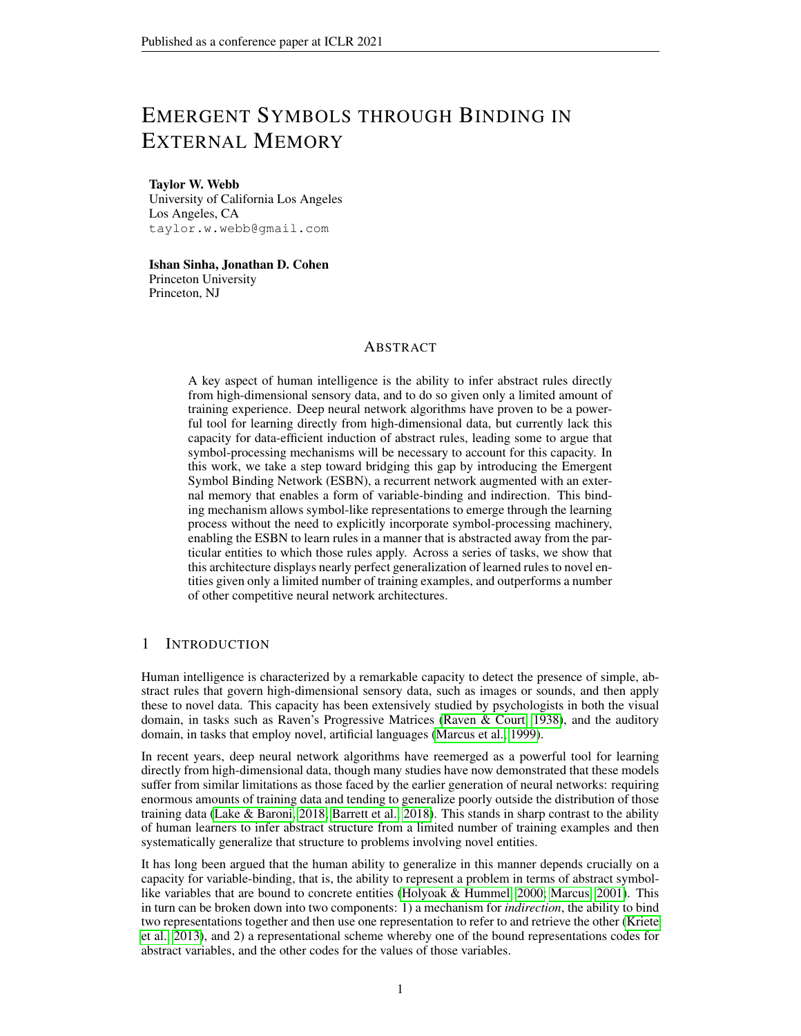# Emergent Symbols through Binding in External Memory

**Taylor W. Webb**
University of California Los Angeles
Los Angeles, CA
taylor.w.webb@gmail.com

**Ishan Sinha, Jonathan D. Cohen**
Princeton University
Princeton, NJ

## Abstract

A key aspect of human intelligence is the ability to infer abstract rules directly from high-dimensional sensory data, and to do so given only a limited amount of training experience. Deep neural network algorithms have proven to be a powerful tool for learning directly from high-dimensional data, but currently lack this capacity for data-efficient induction of abstract rules, leading some to argue that symbol-processing mechanisms will be necessary to account for this capacity. In this work, we take a step toward bridging this gap by introducing the Emergent Symbol Binding Network (ESBN), a recurrent network augmented with an external memory that enables a form of variable-binding and indirection. This binding mechanism allows symbol-like representations to emerge through the learning process without the need to explicitly incorporate symbol-processing machinery, enabling the ESBN to learn rules in a manner that is abstracted away from the particular entities to which those rules apply. Across a series of tasks, we show that this architecture displays nearly perfect generalization of learned rules to novel entities given only a limited number of training examples, and outperforms a number of other competitive neural network architectures.

## 1 Introduction

Human intelligence is characterized by a remarkable capacity to detect the presence of simple, abstract rules that govern high-dimensional sensory data, such as images or sounds, and then apply these to novel data. This capacity has been extensively studied by psychologists in both the visual domain, in tasks such as Raven's Progressive Matrices (Raven & Court, 1938), and the auditory domain, in tasks that employ novel, artificial languages (Marcus et al., 1999).

In recent years, deep neural network algorithms have reemerged as a powerful tool for learning directly from high-dimensional data, though many studies have now demonstrated that these models suffer from similar limitations as those faced by the earlier generation of neural networks: requiring enormous amounts of training data and tending to generalize poorly outside the distribution of those training data (Lake & Baroni, 2018; Barrett et al., 2018). This stands in sharp contrast to the ability of human learners to infer abstract structure from a limited number of training examples and then systematically generalize that structure to problems involving novel entities.

It has long been argued that the human ability to generalize in this manner depends crucially on a capacity for variable-binding, that is, the ability to represent a problem in terms of abstract symbol-like variables that are bound to concrete entities (Holyoak & Hummel, 2000; Marcus, 2001). This in turn can be broken down into two components: 1) a mechanism for *indirection*, the ability to bind two representations together and then use one representation to refer to and retrieve the other (Kriete et al., 2013), and 2) a representational scheme whereby one of the bound representations codes for abstract variables, and the other codes for the values of those variables.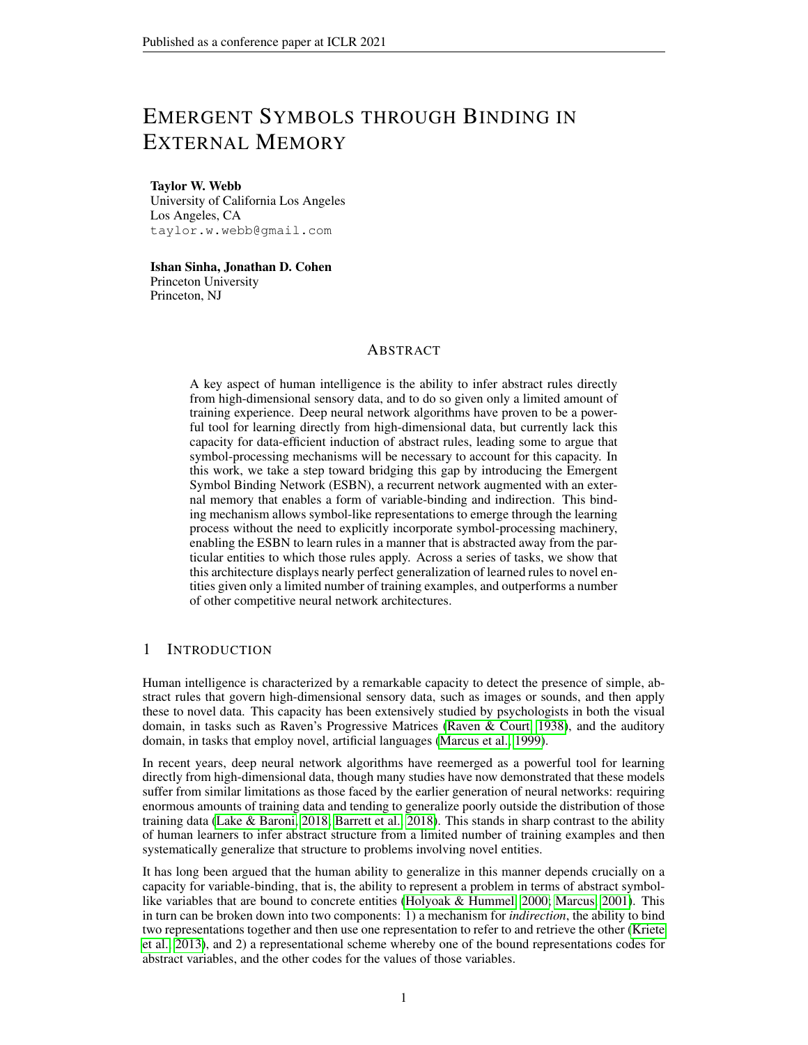# EMERGENT SYMBOLS THROUGH BINDING IN EXTERNAL MEMORY

**Taylor W. Webb**
University of California Los Angeles
Los Angeles, CA
`taylor.w.webb@gmail.com`

**Ishan Sinha, Jonathan D. Cohen**
Princeton University
Princeton, NJ

## ABSTRACT

A key aspect of human intelligence is the ability to infer abstract rules directly from high-dimensional sensory data, and to do so given only a limited amount of training experience. Deep neural network algorithms have proven to be a powerful tool for learning directly from high-dimensional data, but currently lack this capacity for data-efficient induction of abstract rules, leading some to argue that symbol-processing mechanisms will be necessary to account for this capacity. In this work, we take a step toward bridging this gap by introducing the Emergent Symbol Binding Network (ESBN), a recurrent network augmented with an external memory that enables a form of variable-binding and indirection. This binding mechanism allows symbol-like representations to emerge through the learning process without the need to explicitly incorporate symbol-processing machinery, enabling the ESBN to learn rules in a manner that is abstracted away from the particular entities to which those rules apply. Across a series of tasks, we show that this architecture displays nearly perfect generalization of learned rules to novel entities given only a limited number of training examples, and outperforms a number of other competitive neural network architectures.

## 1 INTRODUCTION

Human intelligence is characterized by a remarkable capacity to detect the presence of simple, abstract rules that govern high-dimensional sensory data, such as images or sounds, and then apply these to novel data. This capacity has been extensively studied by psychologists in both the visual domain, in tasks such as Raven's Progressive Matrices (Raven & Court, 1938), and the auditory domain, in tasks that employ novel, artificial languages (Marcus et al., 1999).

In recent years, deep neural network algorithms have reemerged as a powerful tool for learning directly from high-dimensional data, though many studies have now demonstrated that these models suffer from similar limitations as those faced by the earlier generation of neural networks: requiring enormous amounts of training data and tending to generalize poorly outside the distribution of those training data (Lake & Baroni, 2018; Barrett et al., 2018). This stands in sharp contrast to the ability of human learners to infer abstract structure from a limited number of training examples and then systematically generalize that structure to problems involving novel entities.

It has long been argued that the human ability to generalize in this manner depends crucially on a capacity for variable-binding, that is, the ability to represent a problem in terms of abstract symbol-like variables that are bound to concrete entities (Holyoak & Hummel, 2000; Marcus, 2001). This in turn can be broken down into two components: 1) a mechanism for *indirection*, the ability to bind two representations together and then use one representation to refer to and retrieve the other (Kriete et al., 2013), and 2) a representational scheme whereby one of the bound representations codes for abstract variables, and the other codes for the values of those variables.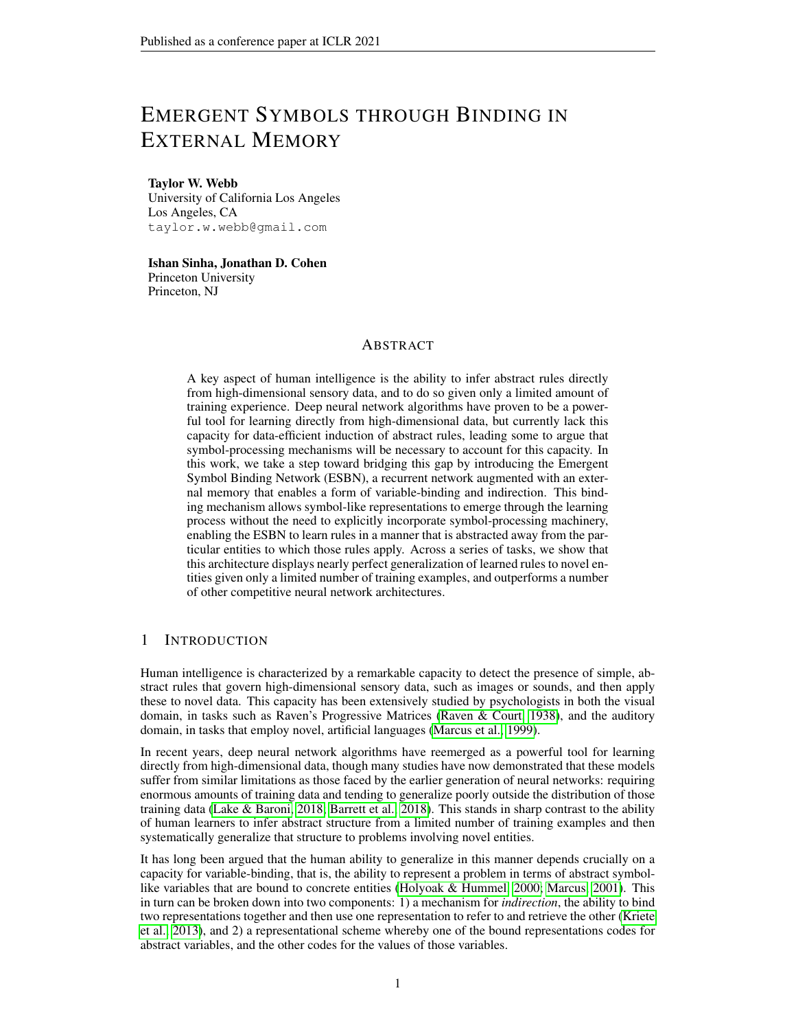# EMERGENT SYMBOLS THROUGH BINDING IN EXTERNAL MEMORY

**Taylor W. Webb**
University of California Los Angeles
Los Angeles, CA
taylor.w.webb@gmail.com

**Ishan Sinha, Jonathan D. Cohen**
Princeton University
Princeton, NJ

## ABSTRACT

A key aspect of human intelligence is the ability to infer abstract rules directly from high-dimensional sensory data, and to do so given only a limited amount of training experience. Deep neural network algorithms have proven to be a powerful tool for learning directly from high-dimensional data, but currently lack this capacity for data-efficient induction of abstract rules, leading some to argue that symbol-processing mechanisms will be necessary to account for this capacity. In this work, we take a step toward bridging this gap by introducing the Emergent Symbol Binding Network (ESBN), a recurrent network augmented with an external memory that enables a form of variable-binding and indirection. This binding mechanism allows symbol-like representations to emerge through the learning process without the need to explicitly incorporate symbol-processing machinery, enabling the ESBN to learn rules in a manner that is abstracted away from the particular entities to which those rules apply. Across a series of tasks, we show that this architecture displays nearly perfect generalization of learned rules to novel entities given only a limited number of training examples, and outperforms a number of other competitive neural network architectures.

## 1 INTRODUCTION

Human intelligence is characterized by a remarkable capacity to detect the presence of simple, abstract rules that govern high-dimensional sensory data, such as images or sounds, and then apply these to novel data. This capacity has been extensively studied by psychologists in both the visual domain, in tasks such as Raven's Progressive Matrices (Raven & Court, 1938), and the auditory domain, in tasks that employ novel, artificial languages (Marcus et al., 1999).

In recent years, deep neural network algorithms have reemerged as a powerful tool for learning directly from high-dimensional data, though many studies have now demonstrated that these models suffer from similar limitations as those faced by the earlier generation of neural networks: requiring enormous amounts of training data and tending to generalize poorly outside the distribution of those training data (Lake & Baroni, 2018; Barrett et al., 2018). This stands in sharp contrast to the ability of human learners to infer abstract structure from a limited number of training examples and then systematically generalize that structure to problems involving novel entities.

It has long been argued that the human ability to generalize in this manner depends crucially on a capacity for variable-binding, that is, the ability to represent a problem in terms of abstract symbol-like variables that are bound to concrete entities (Holyoak & Hummel, 2000; Marcus, 2001). This in turn can be broken down into two components: 1) a mechanism for *indirection*, the ability to bind two representations together and then use one representation to refer to and retrieve the other (Kriete et al., 2013), and 2) a representational scheme whereby one of the bound representations codes for abstract variables, and the other codes for the values of those variables.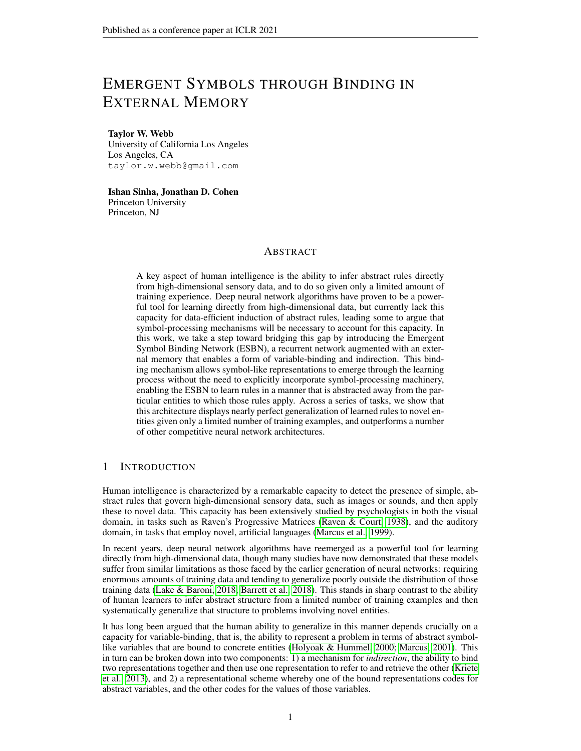# EMERGENT SYMBOLS THROUGH BINDING IN EXTERNAL MEMORY

**Taylor W. Webb**
University of California Los Angeles
Los Angeles, CA
taylor.w.webb@gmail.com

**Ishan Sinha, Jonathan D. Cohen**
Princeton University
Princeton, NJ

## ABSTRACT

A key aspect of human intelligence is the ability to infer abstract rules directly from high-dimensional sensory data, and to do so given only a limited amount of training experience. Deep neural network algorithms have proven to be a powerful tool for learning directly from high-dimensional data, but currently lack this capacity for data-efficient induction of abstract rules, leading some to argue that symbol-processing mechanisms will be necessary to account for this capacity. In this work, we take a step toward bridging this gap by introducing the Emergent Symbol Binding Network (ESBN), a recurrent network augmented with an external memory that enables a form of variable-binding and indirection. This binding mechanism allows symbol-like representations to emerge through the learning process without the need to explicitly incorporate symbol-processing machinery, enabling the ESBN to learn rules in a manner that is abstracted away from the particular entities to which those rules apply. Across a series of tasks, we show that this architecture displays nearly perfect generalization of learned rules to novel entities given only a limited number of training examples, and outperforms a number of other competitive neural network architectures.

## 1 INTRODUCTION

Human intelligence is characterized by a remarkable capacity to detect the presence of simple, abstract rules that govern high-dimensional sensory data, such as images or sounds, and then apply these to novel data. This capacity has been extensively studied by psychologists in both the visual domain, in tasks such as Raven's Progressive Matrices (Raven & Court, 1938), and the auditory domain, in tasks that employ novel, artificial languages (Marcus et al., 1999).

In recent years, deep neural network algorithms have reemerged as a powerful tool for learning directly from high-dimensional data, though many studies have now demonstrated that these models suffer from similar limitations as those faced by the earlier generation of neural networks: requiring enormous amounts of training data and tending to generalize poorly outside the distribution of those training data (Lake & Baroni, 2018; Barrett et al., 2018). This stands in sharp contrast to the ability of human learners to infer abstract structure from a limited number of training examples and then systematically generalize that structure to problems involving novel entities.

It has long been argued that the human ability to generalize in this manner depends crucially on a capacity for variable-binding, that is, the ability to represent a problem in terms of abstract symbol-like variables that are bound to concrete entities (Holyoak & Hummel, 2000; Marcus, 2001). This in turn can be broken down into two components: 1) a mechanism for *indirection*, the ability to bind two representations together and then use one representation to refer to and retrieve the other (Kriete et al., 2013), and 2) a representational scheme whereby one of the bound representations codes for abstract variables, and the other codes for the values of those variables.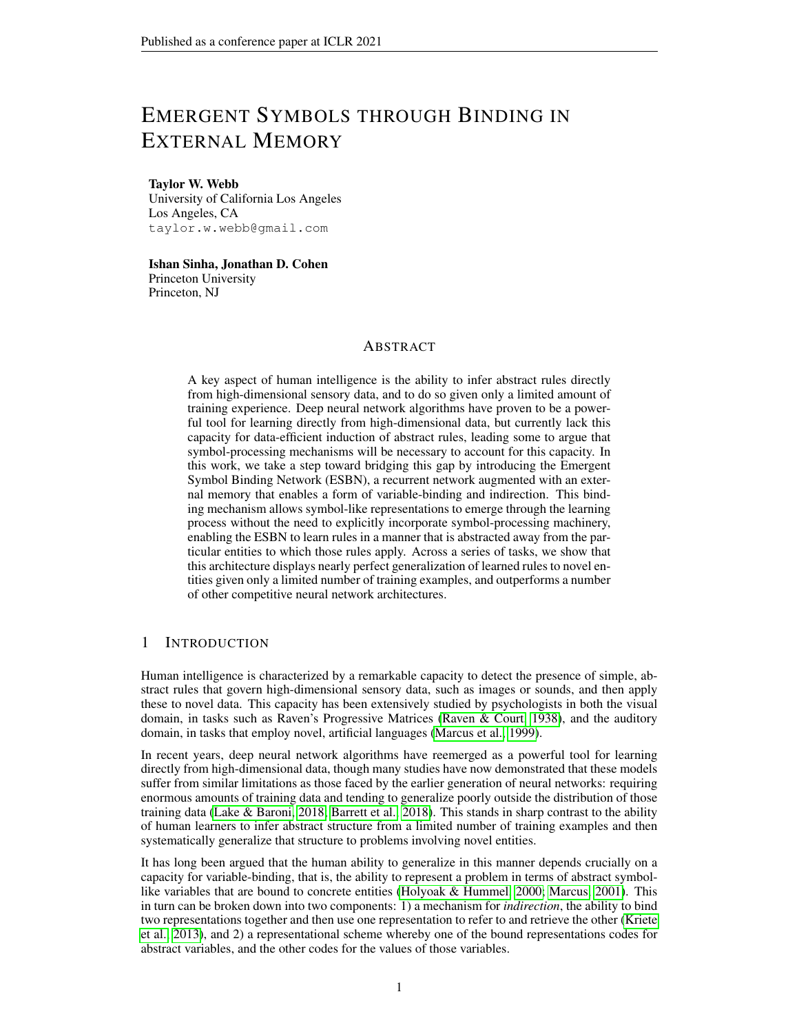# Emergent Symbols through Binding in External Memory

**Taylor W. Webb**
University of California Los Angeles
Los Angeles, CA
taylor.w.webb@gmail.com

**Ishan Sinha, Jonathan D. Cohen**
Princeton University
Princeton, NJ

## Abstract

A key aspect of human intelligence is the ability to infer abstract rules directly from high-dimensional sensory data, and to do so given only a limited amount of training experience. Deep neural network algorithms have proven to be a powerful tool for learning directly from high-dimensional data, but currently lack this capacity for data-efficient induction of abstract rules, leading some to argue that symbol-processing mechanisms will be necessary to account for this capacity. In this work, we take a step toward bridging this gap by introducing the Emergent Symbol Binding Network (ESBN), a recurrent network augmented with an external memory that enables a form of variable-binding and indirection. This binding mechanism allows symbol-like representations to emerge through the learning process without the need to explicitly incorporate symbol-processing machinery, enabling the ESBN to learn rules in a manner that is abstracted away from the particular entities to which those rules apply. Across a series of tasks, we show that this architecture displays nearly perfect generalization of learned rules to novel entities given only a limited number of training examples, and outperforms a number of other competitive neural network architectures.

## 1 Introduction

Human intelligence is characterized by a remarkable capacity to detect the presence of simple, abstract rules that govern high-dimensional sensory data, such as images or sounds, and then apply these to novel data. This capacity has been extensively studied by psychologists in both the visual domain, in tasks such as Raven's Progressive Matrices (Raven & Court, 1938), and the auditory domain, in tasks that employ novel, artificial languages (Marcus et al., 1999).

In recent years, deep neural network algorithms have reemerged as a powerful tool for learning directly from high-dimensional data, though many studies have now demonstrated that these models suffer from similar limitations as those faced by the earlier generation of neural networks: requiring enormous amounts of training data and tending to generalize poorly outside the distribution of those training data (Lake & Baroni, 2018; Barrett et al., 2018). This stands in sharp contrast to the ability of human learners to infer abstract structure from a limited number of training examples and then systematically generalize that structure to problems involving novel entities.

It has long been argued that the human ability to generalize in this manner depends crucially on a capacity for variable-binding, that is, the ability to represent a problem in terms of abstract symbol-like variables that are bound to concrete entities (Holyoak & Hummel, 2000; Marcus, 2001). This in turn can be broken down into two components: 1) a mechanism for *indirection*, the ability to bind two representations together and then use one representation to refer to and retrieve the other (Kriete et al., 2013), and 2) a representational scheme whereby one of the bound representations codes for abstract variables, and the other codes for the values of those variables.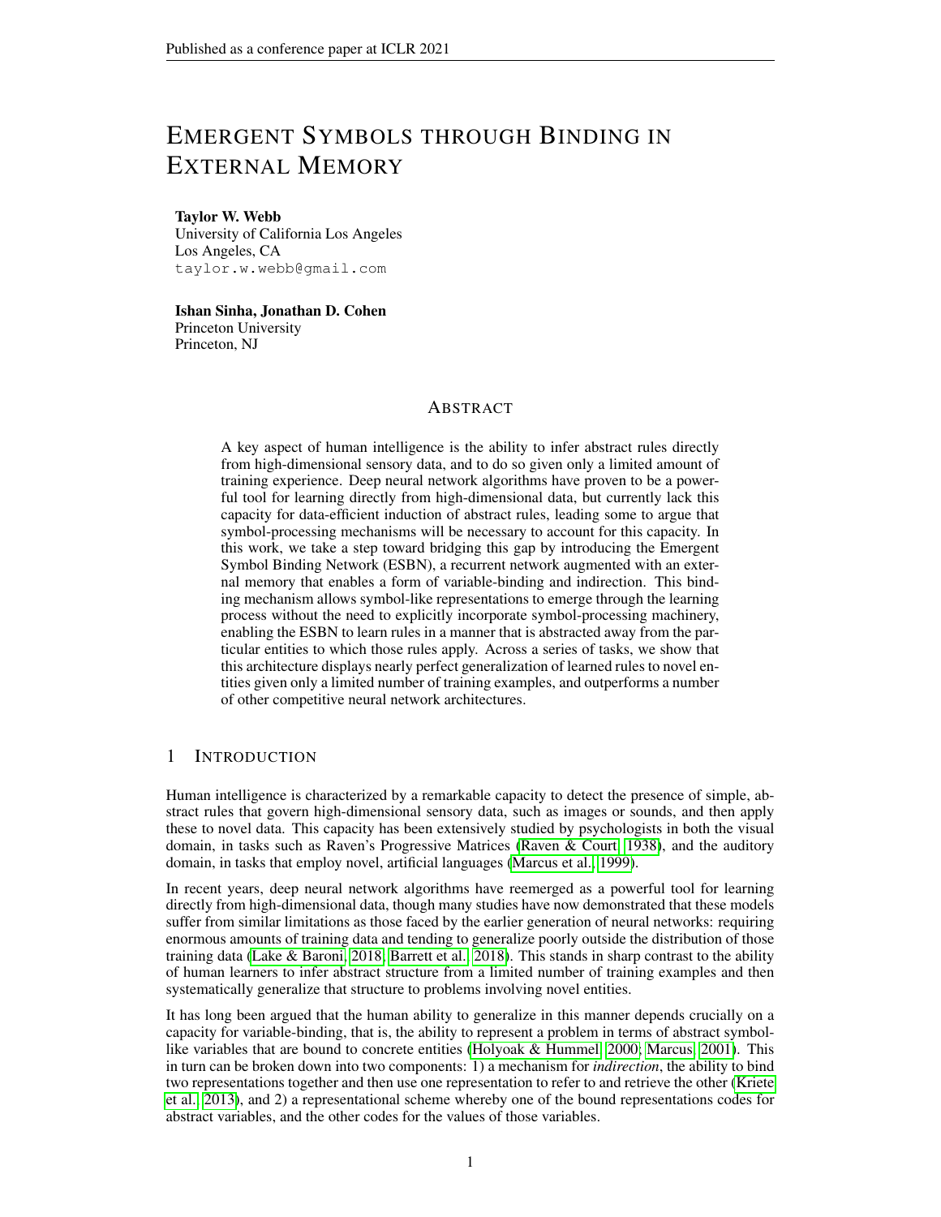# EMERGENT SYMBOLS THROUGH BINDING IN EXTERNAL MEMORY

**Taylor W. Webb**
University of California Los Angeles
Los Angeles, CA
taylor.w.webb@gmail.com

**Ishan Sinha, Jonathan D. Cohen**
Princeton University
Princeton, NJ

## ABSTRACT

A key aspect of human intelligence is the ability to infer abstract rules directly from high-dimensional sensory data, and to do so given only a limited amount of training experience. Deep neural network algorithms have proven to be a powerful tool for learning directly from high-dimensional data, but currently lack this capacity for data-efficient induction of abstract rules, leading some to argue that symbol-processing mechanisms will be necessary to account for this capacity. In this work, we take a step toward bridging this gap by introducing the Emergent Symbol Binding Network (ESBN), a recurrent network augmented with an external memory that enables a form of variable-binding and indirection. This binding mechanism allows symbol-like representations to emerge through the learning process without the need to explicitly incorporate symbol-processing machinery, enabling the ESBN to learn rules in a manner that is abstracted away from the particular entities to which those rules apply. Across a series of tasks, we show that this architecture displays nearly perfect generalization of learned rules to novel entities given only a limited number of training examples, and outperforms a number of other competitive neural network architectures.

## 1 INTRODUCTION

Human intelligence is characterized by a remarkable capacity to detect the presence of simple, abstract rules that govern high-dimensional sensory data, such as images or sounds, and then apply these to novel data. This capacity has been extensively studied by psychologists in both the visual domain, in tasks such as Raven's Progressive Matrices (Raven & Court, 1938), and the auditory domain, in tasks that employ novel, artificial languages (Marcus et al., 1999).

In recent years, deep neural network algorithms have reemerged as a powerful tool for learning directly from high-dimensional data, though many studies have now demonstrated that these models suffer from similar limitations as those faced by the earlier generation of neural networks: requiring enormous amounts of training data and tending to generalize poorly outside the distribution of those training data (Lake & Baroni, 2018; Barrett et al., 2018). This stands in sharp contrast to the ability of human learners to infer abstract structure from a limited number of training examples and then systematically generalize that structure to problems involving novel entities.

It has long been argued that the human ability to generalize in this manner depends crucially on a capacity for variable-binding, that is, the ability to represent a problem in terms of abstract symbol-like variables that are bound to concrete entities (Holyoak & Hummel, 2000; Marcus, 2001). This in turn can be broken down into two components: 1) a mechanism for *indirection*, the ability to bind two representations together and then use one representation to refer to and retrieve the other (Kriete et al., 2013), and 2) a representational scheme whereby one of the bound representations codes for abstract variables, and the other codes for the values of those variables.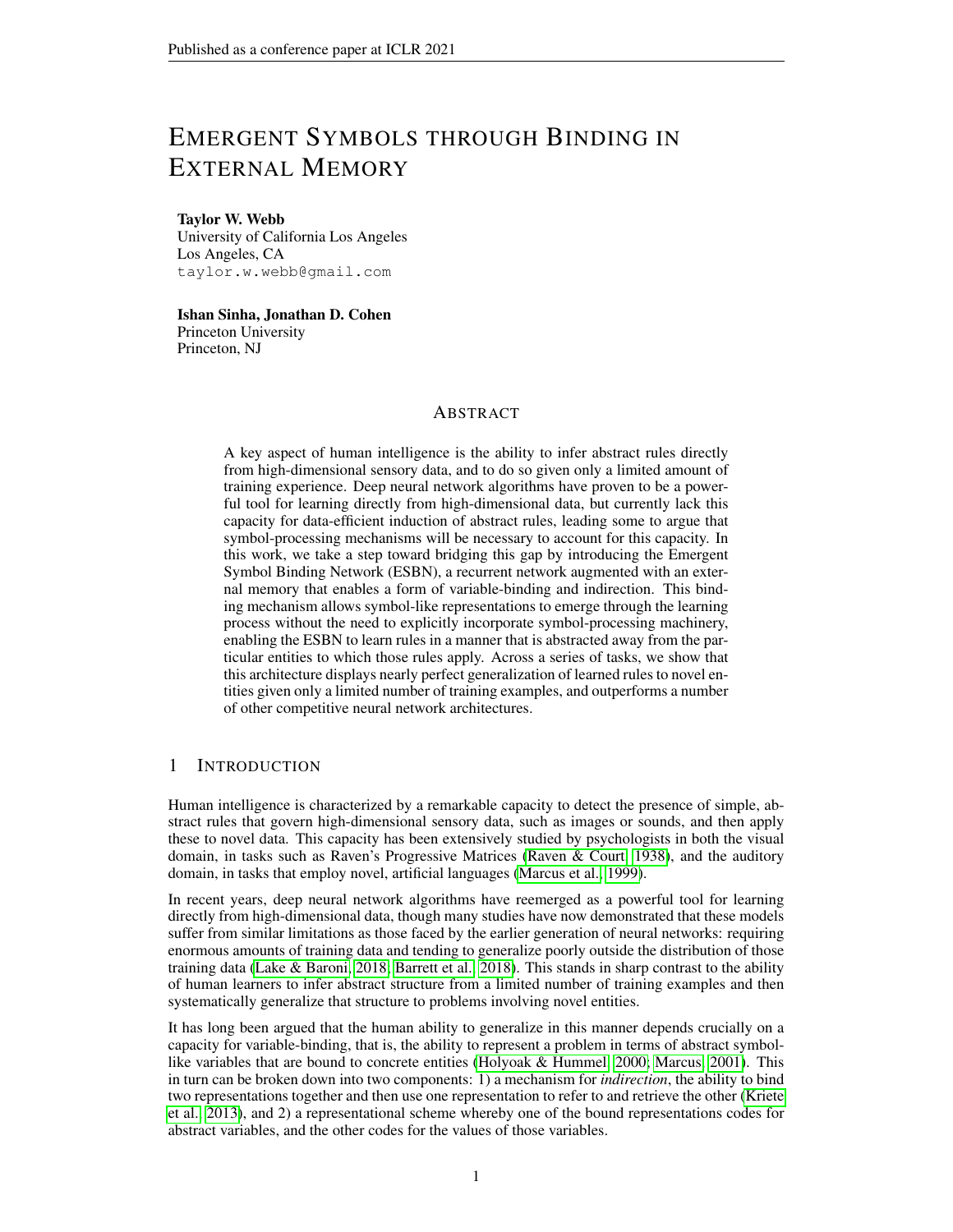# Emergent Symbols through Binding in External Memory

**Taylor W. Webb**
University of California Los Angeles
Los Angeles, CA
taylor.w.webb@gmail.com

**Ishan Sinha, Jonathan D. Cohen**
Princeton University
Princeton, NJ

## Abstract

A key aspect of human intelligence is the ability to infer abstract rules directly from high-dimensional sensory data, and to do so given only a limited amount of training experience. Deep neural network algorithms have proven to be a powerful tool for learning directly from high-dimensional data, but currently lack this capacity for data-efficient induction of abstract rules, leading some to argue that symbol-processing mechanisms will be necessary to account for this capacity. In this work, we take a step toward bridging this gap by introducing the Emergent Symbol Binding Network (ESBN), a recurrent network augmented with an external memory that enables a form of variable-binding and indirection. This binding mechanism allows symbol-like representations to emerge through the learning process without the need to explicitly incorporate symbol-processing machinery, enabling the ESBN to learn rules in a manner that is abstracted away from the particular entities to which those rules apply. Across a series of tasks, we show that this architecture displays nearly perfect generalization of learned rules to novel entities given only a limited number of training examples, and outperforms a number of other competitive neural network architectures.

## 1 Introduction

Human intelligence is characterized by a remarkable capacity to detect the presence of simple, abstract rules that govern high-dimensional sensory data, such as images or sounds, and then apply these to novel data. This capacity has been extensively studied by psychologists in both the visual domain, in tasks such as Raven's Progressive Matrices (Raven & Court, 1938), and the auditory domain, in tasks that employ novel, artificial languages (Marcus et al., 1999).

In recent years, deep neural network algorithms have reemerged as a powerful tool for learning directly from high-dimensional data, though many studies have now demonstrated that these models suffer from similar limitations as those faced by the earlier generation of neural networks: requiring enormous amounts of training data and tending to generalize poorly outside the distribution of those training data (Lake & Baroni, 2018; Barrett et al., 2018). This stands in sharp contrast to the ability of human learners to infer abstract structure from a limited number of training examples and then systematically generalize that structure to problems involving novel entities.

It has long been argued that the human ability to generalize in this manner depends crucially on a capacity for variable-binding, that is, the ability to represent a problem in terms of abstract symbol-like variables that are bound to concrete entities (Holyoak & Hummel, 2000; Marcus, 2001). This in turn can be broken down into two components: 1) a mechanism for *indirection*, the ability to bind two representations together and then use one representation to refer to and retrieve the other (Kriete et al., 2013), and 2) a representational scheme whereby one of the bound representations codes for abstract variables, and the other codes for the values of those variables.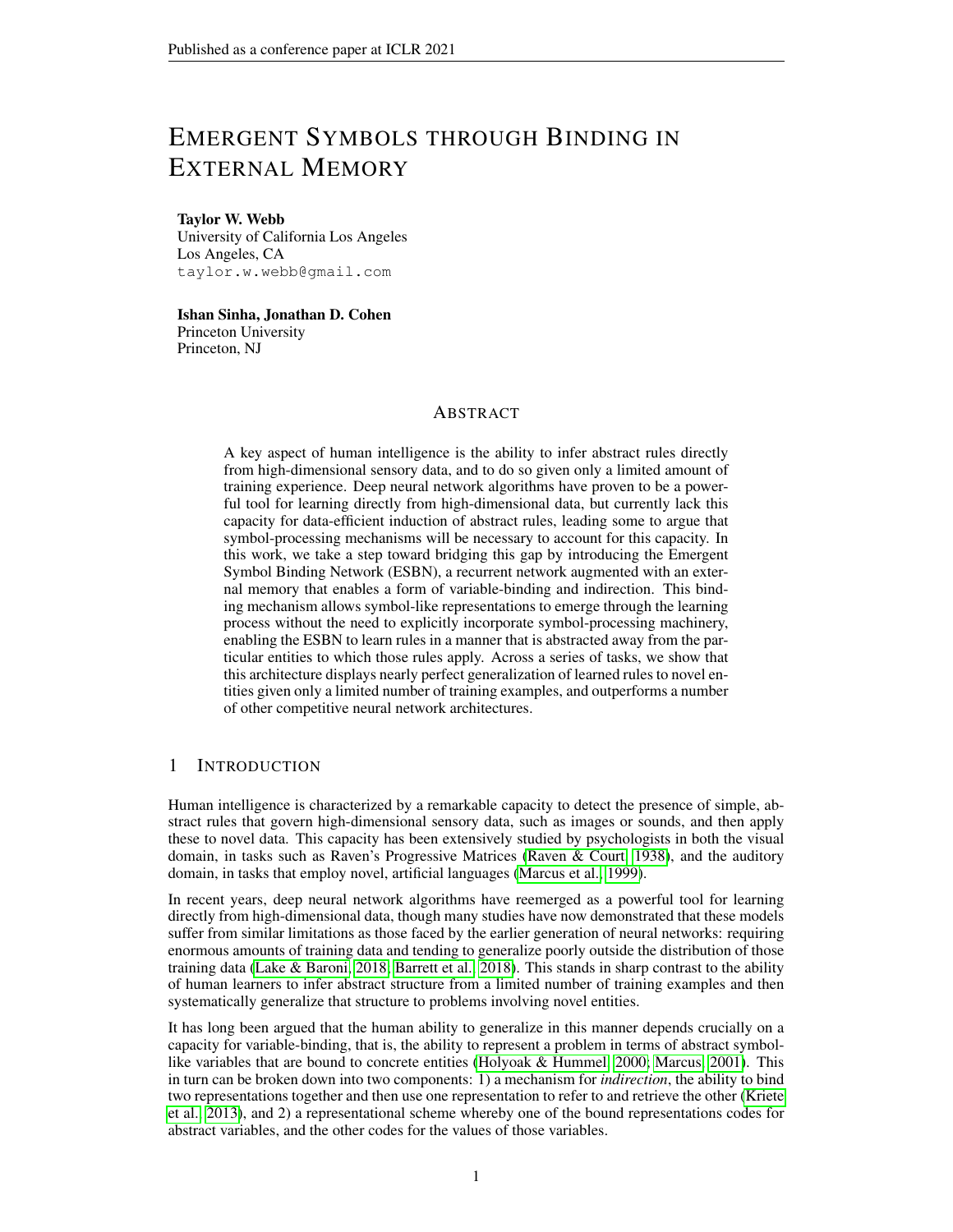# EMERGENT SYMBOLS THROUGH BINDING IN EXTERNAL MEMORY

**Taylor W. Webb**
University of California Los Angeles
Los Angeles, CA
taylor.w.webb@gmail.com

**Ishan Sinha, Jonathan D. Cohen**
Princeton University
Princeton, NJ

## ABSTRACT

A key aspect of human intelligence is the ability to infer abstract rules directly from high-dimensional sensory data, and to do so given only a limited amount of training experience. Deep neural network algorithms have proven to be a powerful tool for learning directly from high-dimensional data, but currently lack this capacity for data-efficient induction of abstract rules, leading some to argue that symbol-processing mechanisms will be necessary to account for this capacity. In this work, we take a step toward bridging this gap by introducing the Emergent Symbol Binding Network (ESBN), a recurrent network augmented with an external memory that enables a form of variable-binding and indirection. This binding mechanism allows symbol-like representations to emerge through the learning process without the need to explicitly incorporate symbol-processing machinery, enabling the ESBN to learn rules in a manner that is abstracted away from the particular entities to which those rules apply. Across a series of tasks, we show that this architecture displays nearly perfect generalization of learned rules to novel entities given only a limited number of training examples, and outperforms a number of other competitive neural network architectures.

## 1 INTRODUCTION

Human intelligence is characterized by a remarkable capacity to detect the presence of simple, abstract rules that govern high-dimensional sensory data, such as images or sounds, and then apply these to novel data. This capacity has been extensively studied by psychologists in both the visual domain, in tasks such as Raven's Progressive Matrices (Raven & Court, 1938), and the auditory domain, in tasks that employ novel, artificial languages (Marcus et al., 1999).

In recent years, deep neural network algorithms have reemerged as a powerful tool for learning directly from high-dimensional data, though many studies have now demonstrated that these models suffer from similar limitations as those faced by the earlier generation of neural networks: requiring enormous amounts of training data and tending to generalize poorly outside the distribution of those training data (Lake & Baroni, 2018; Barrett et al., 2018). This stands in sharp contrast to the ability of human learners to infer abstract structure from a limited number of training examples and then systematically generalize that structure to problems involving novel entities.

It has long been argued that the human ability to generalize in this manner depends crucially on a capacity for variable-binding, that is, the ability to represent a problem in terms of abstract symbol-like variables that are bound to concrete entities (Holyoak & Hummel, 2000; Marcus, 2001). This in turn can be broken down into two components: 1) a mechanism for *indirection*, the ability to bind two representations together and then use one representation to refer to and retrieve the other (Kriete et al., 2013), and 2) a representational scheme whereby one of the bound representations codes for abstract variables, and the other codes for the values of those variables.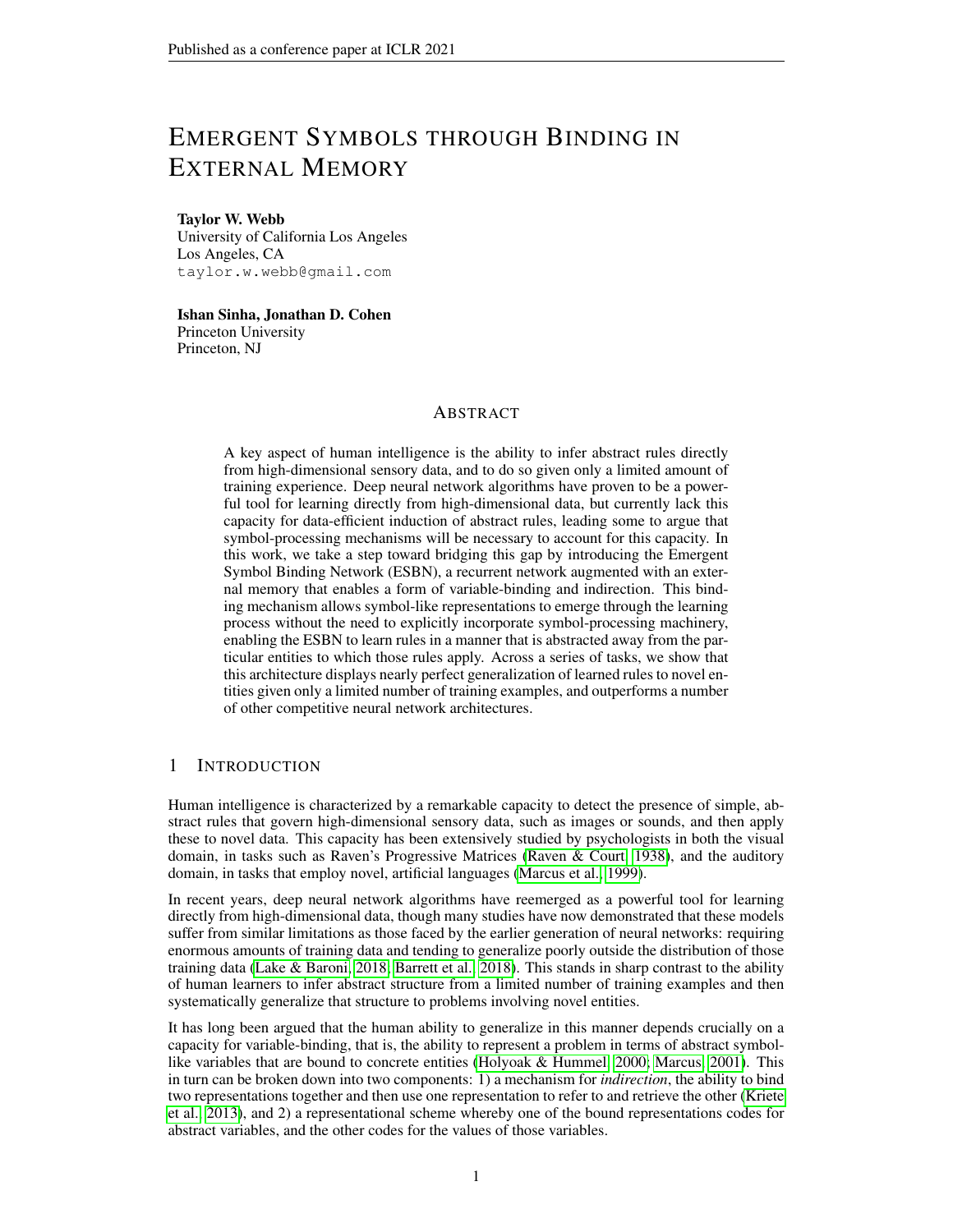# EMERGENT SYMBOLS THROUGH BINDING IN EXTERNAL MEMORY

**Taylor W. Webb**
University of California Los Angeles
Los Angeles, CA
taylor.w.webb@gmail.com

**Ishan Sinha, Jonathan D. Cohen**
Princeton University
Princeton, NJ

## ABSTRACT

A key aspect of human intelligence is the ability to infer abstract rules directly from high-dimensional sensory data, and to do so given only a limited amount of training experience. Deep neural network algorithms have proven to be a powerful tool for learning directly from high-dimensional data, but currently lack this capacity for data-efficient induction of abstract rules, leading some to argue that symbol-processing mechanisms will be necessary to account for this capacity. In this work, we take a step toward bridging this gap by introducing the Emergent Symbol Binding Network (ESBN), a recurrent network augmented with an external memory that enables a form of variable-binding and indirection. This binding mechanism allows symbol-like representations to emerge through the learning process without the need to explicitly incorporate symbol-processing machinery, enabling the ESBN to learn rules in a manner that is abstracted away from the particular entities to which those rules apply. Across a series of tasks, we show that this architecture displays nearly perfect generalization of learned rules to novel entities given only a limited number of training examples, and outperforms a number of other competitive neural network architectures.

## 1 INTRODUCTION

Human intelligence is characterized by a remarkable capacity to detect the presence of simple, abstract rules that govern high-dimensional sensory data, such as images or sounds, and then apply these to novel data. This capacity has been extensively studied by psychologists in both the visual domain, in tasks such as Raven's Progressive Matrices (Raven & Court, 1938), and the auditory domain, in tasks that employ novel, artificial languages (Marcus et al., 1999).

In recent years, deep neural network algorithms have reemerged as a powerful tool for learning directly from high-dimensional data, though many studies have now demonstrated that these models suffer from similar limitations as those faced by the earlier generation of neural networks: requiring enormous amounts of training data and tending to generalize poorly outside the distribution of those training data (Lake & Baroni, 2018; Barrett et al., 2018). This stands in sharp contrast to the ability of human learners to infer abstract structure from a limited number of training examples and then systematically generalize that structure to problems involving novel entities.

It has long been argued that the human ability to generalize in this manner depends crucially on a capacity for variable-binding, that is, the ability to represent a problem in terms of abstract symbol-like variables that are bound to concrete entities (Holyoak & Hummel, 2000; Marcus, 2001). This in turn can be broken down into two components: 1) a mechanism for *indirection*, the ability to bind two representations together and then use one representation to refer to and retrieve the other (Kriete et al., 2013), and 2) a representational scheme whereby one of the bound representations codes for abstract variables, and the other codes for the values of those variables.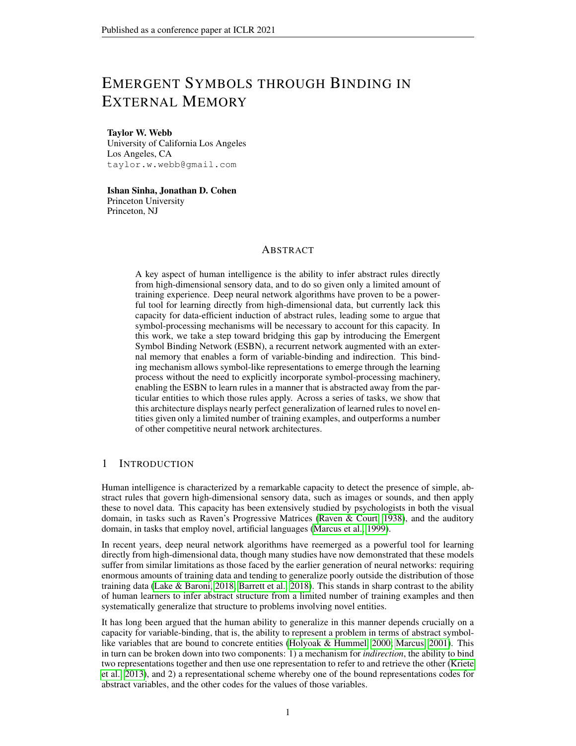# EMERGENT SYMBOLS THROUGH BINDING IN EXTERNAL MEMORY

**Taylor W. Webb**
University of California Los Angeles
Los Angeles, CA
taylor.w.webb@gmail.com

**Ishan Sinha, Jonathan D. Cohen**
Princeton University
Princeton, NJ

## ABSTRACT

A key aspect of human intelligence is the ability to infer abstract rules directly from high-dimensional sensory data, and to do so given only a limited amount of training experience. Deep neural network algorithms have proven to be a powerful tool for learning directly from high-dimensional data, but currently lack this capacity for data-efficient induction of abstract rules, leading some to argue that symbol-processing mechanisms will be necessary to account for this capacity. In this work, we take a step toward bridging this gap by introducing the Emergent Symbol Binding Network (ESBN), a recurrent network augmented with an external memory that enables a form of variable-binding and indirection. This binding mechanism allows symbol-like representations to emerge through the learning process without the need to explicitly incorporate symbol-processing machinery, enabling the ESBN to learn rules in a manner that is abstracted away from the particular entities to which those rules apply. Across a series of tasks, we show that this architecture displays nearly perfect generalization of learned rules to novel entities given only a limited number of training examples, and outperforms a number of other competitive neural network architectures.

## 1 INTRODUCTION

Human intelligence is characterized by a remarkable capacity to detect the presence of simple, abstract rules that govern high-dimensional sensory data, such as images or sounds, and then apply these to novel data. This capacity has been extensively studied by psychologists in both the visual domain, in tasks such as Raven's Progressive Matrices (Raven & Court, 1938), and the auditory domain, in tasks that employ novel, artificial languages (Marcus et al., 1999).

In recent years, deep neural network algorithms have reemerged as a powerful tool for learning directly from high-dimensional data, though many studies have now demonstrated that these models suffer from similar limitations as those faced by the earlier generation of neural networks: requiring enormous amounts of training data and tending to generalize poorly outside the distribution of those training data (Lake & Baroni, 2018; Barrett et al., 2018). This stands in sharp contrast to the ability of human learners to infer abstract structure from a limited number of training examples and then systematically generalize that structure to problems involving novel entities.

It has long been argued that the human ability to generalize in this manner depends crucially on a capacity for variable-binding, that is, the ability to represent a problem in terms of abstract symbol-like variables that are bound to concrete entities (Holyoak & Hummel, 2000; Marcus, 2001). This in turn can be broken down into two components: 1) a mechanism for *indirection*, the ability to bind two representations together and then use one representation to refer to and retrieve the other (Kriete et al., 2013), and 2) a representational scheme whereby one of the bound representations codes for abstract variables, and the other codes for the values of those variables.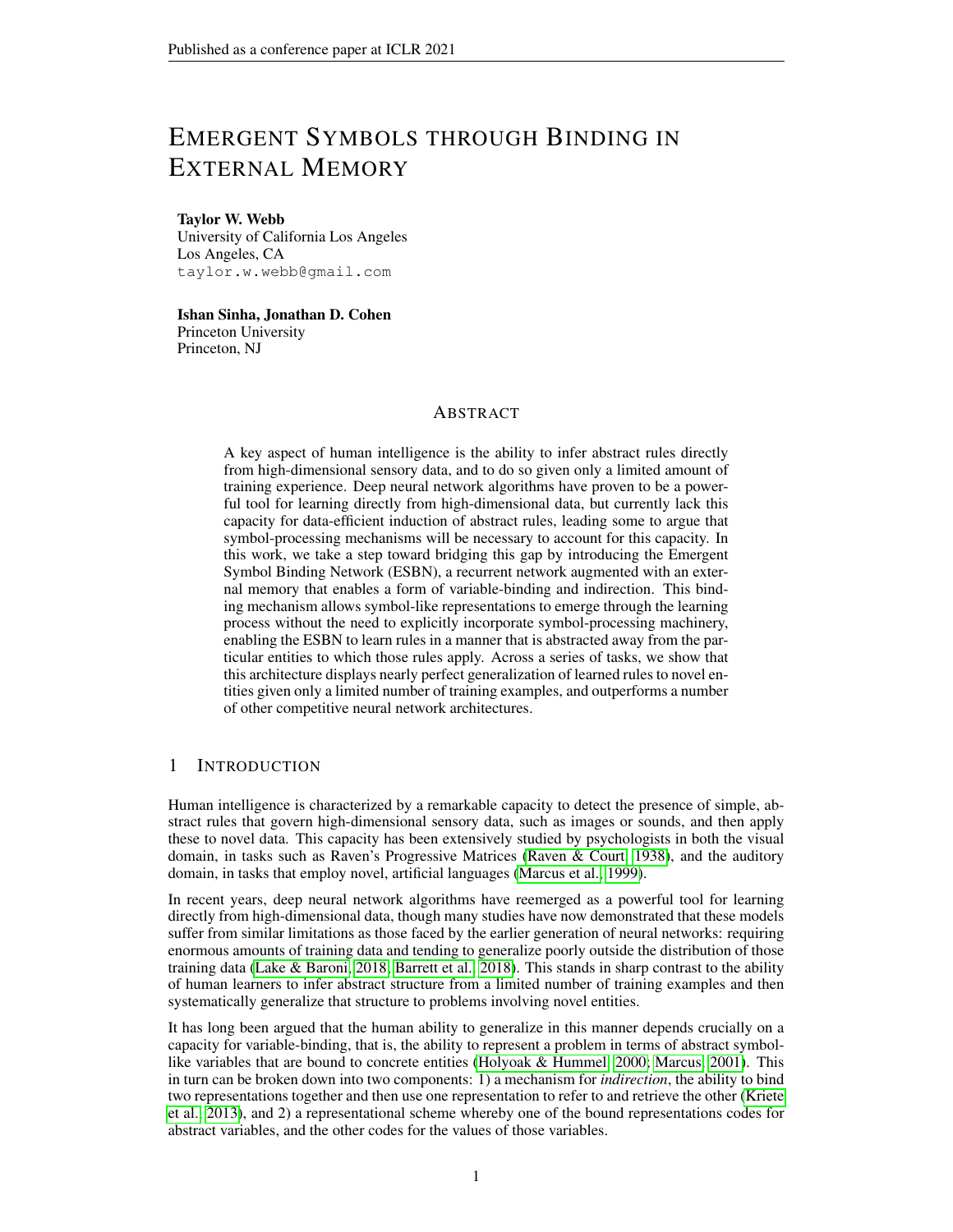# Emergent Symbols through Binding in External Memory

**Taylor W. Webb**
University of California Los Angeles
Los Angeles, CA
taylor.w.webb@gmail.com

**Ishan Sinha, Jonathan D. Cohen**
Princeton University
Princeton, NJ

## Abstract

A key aspect of human intelligence is the ability to infer abstract rules directly from high-dimensional sensory data, and to do so given only a limited amount of training experience. Deep neural network algorithms have proven to be a powerful tool for learning directly from high-dimensional data, but currently lack this capacity for data-efficient induction of abstract rules, leading some to argue that symbol-processing mechanisms will be necessary to account for this capacity. In this work, we take a step toward bridging this gap by introducing the Emergent Symbol Binding Network (ESBN), a recurrent network augmented with an external memory that enables a form of variable-binding and indirection. This binding mechanism allows symbol-like representations to emerge through the learning process without the need to explicitly incorporate symbol-processing machinery, enabling the ESBN to learn rules in a manner that is abstracted away from the particular entities to which those rules apply. Across a series of tasks, we show that this architecture displays nearly perfect generalization of learned rules to novel entities given only a limited number of training examples, and outperforms a number of other competitive neural network architectures.

## 1 Introduction

Human intelligence is characterized by a remarkable capacity to detect the presence of simple, abstract rules that govern high-dimensional sensory data, such as images or sounds, and then apply these to novel data. This capacity has been extensively studied by psychologists in both the visual domain, in tasks such as Raven's Progressive Matrices (Raven & Court, 1938), and the auditory domain, in tasks that employ novel, artificial languages (Marcus et al., 1999).

In recent years, deep neural network algorithms have reemerged as a powerful tool for learning directly from high-dimensional data, though many studies have now demonstrated that these models suffer from similar limitations as those faced by the earlier generation of neural networks: requiring enormous amounts of training data and tending to generalize poorly outside the distribution of those training data (Lake & Baroni, 2018; Barrett et al., 2018). This stands in sharp contrast to the ability of human learners to infer abstract structure from a limited number of training examples and then systematically generalize that structure to problems involving novel entities.

It has long been argued that the human ability to generalize in this manner depends crucially on a capacity for variable-binding, that is, the ability to represent a problem in terms of abstract symbol-like variables that are bound to concrete entities (Holyoak & Hummel, 2000; Marcus, 2001). This in turn can be broken down into two components: 1) a mechanism for *indirection*, the ability to bind two representations together and then use one representation to refer to and retrieve the other (Kriete et al., 2013), and 2) a representational scheme whereby one of the bound representations codes for abstract variables, and the other codes for the values of those variables.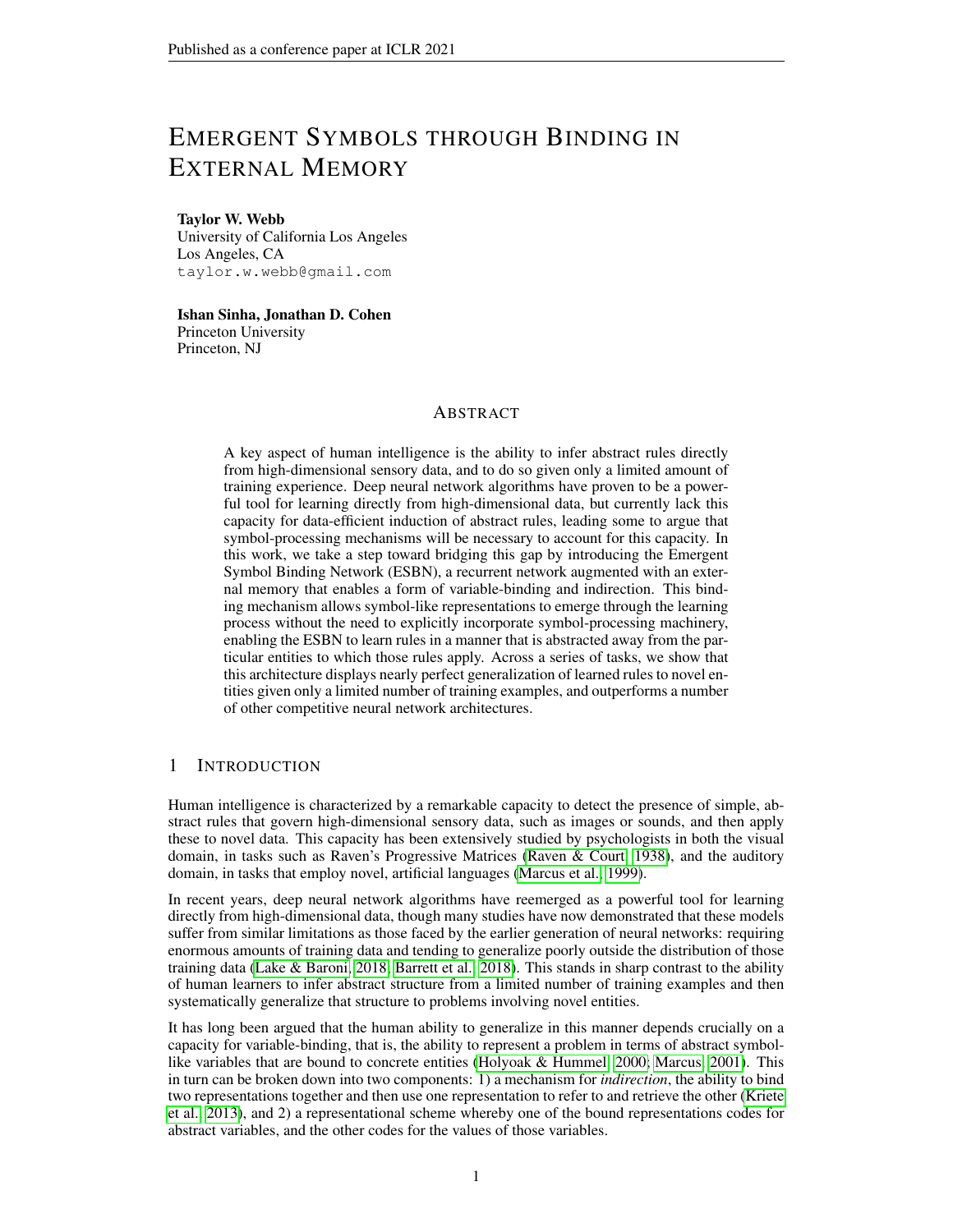# Emergent Symbols through Binding in External Memory

**Taylor W. Webb**
University of California Los Angeles
Los Angeles, CA
taylor.w.webb@gmail.com

**Ishan Sinha, Jonathan D. Cohen**
Princeton University
Princeton, NJ

## Abstract

A key aspect of human intelligence is the ability to infer abstract rules directly from high-dimensional sensory data, and to do so given only a limited amount of training experience. Deep neural network algorithms have proven to be a powerful tool for learning directly from high-dimensional data, but currently lack this capacity for data-efficient induction of abstract rules, leading some to argue that symbol-processing mechanisms will be necessary to account for this capacity. In this work, we take a step toward bridging this gap by introducing the Emergent Symbol Binding Network (ESBN), a recurrent network augmented with an external memory that enables a form of variable-binding and indirection. This binding mechanism allows symbol-like representations to emerge through the learning process without the need to explicitly incorporate symbol-processing machinery, enabling the ESBN to learn rules in a manner that is abstracted away from the particular entities to which those rules apply. Across a series of tasks, we show that this architecture displays nearly perfect generalization of learned rules to novel entities given only a limited number of training examples, and outperforms a number of other competitive neural network architectures.

## 1 Introduction

Human intelligence is characterized by a remarkable capacity to detect the presence of simple, abstract rules that govern high-dimensional sensory data, such as images or sounds, and then apply these to novel data. This capacity has been extensively studied by psychologists in both the visual domain, in tasks such as Raven's Progressive Matrices (Raven & Court, 1938), and the auditory domain, in tasks that employ novel, artificial languages (Marcus et al., 1999).

In recent years, deep neural network algorithms have reemerged as a powerful tool for learning directly from high-dimensional data, though many studies have now demonstrated that these models suffer from similar limitations as those faced by the earlier generation of neural networks: requiring enormous amounts of training data and tending to generalize poorly outside the distribution of those training data (Lake & Baroni, 2018; Barrett et al., 2018). This stands in sharp contrast to the ability of human learners to infer abstract structure from a limited number of training examples and then systematically generalize that structure to problems involving novel entities.

It has long been argued that the human ability to generalize in this manner depends crucially on a capacity for variable-binding, that is, the ability to represent a problem in terms of abstract symbol-like variables that are bound to concrete entities (Holyoak & Hummel, 2000; Marcus, 2001). This in turn can be broken down into two components: 1) a mechanism for *indirection*, the ability to bind two representations together and then use one representation to refer to and retrieve the other (Kriete et al., 2013), and 2) a representational scheme whereby one of the bound representations codes for abstract variables, and the other codes for the values of those variables.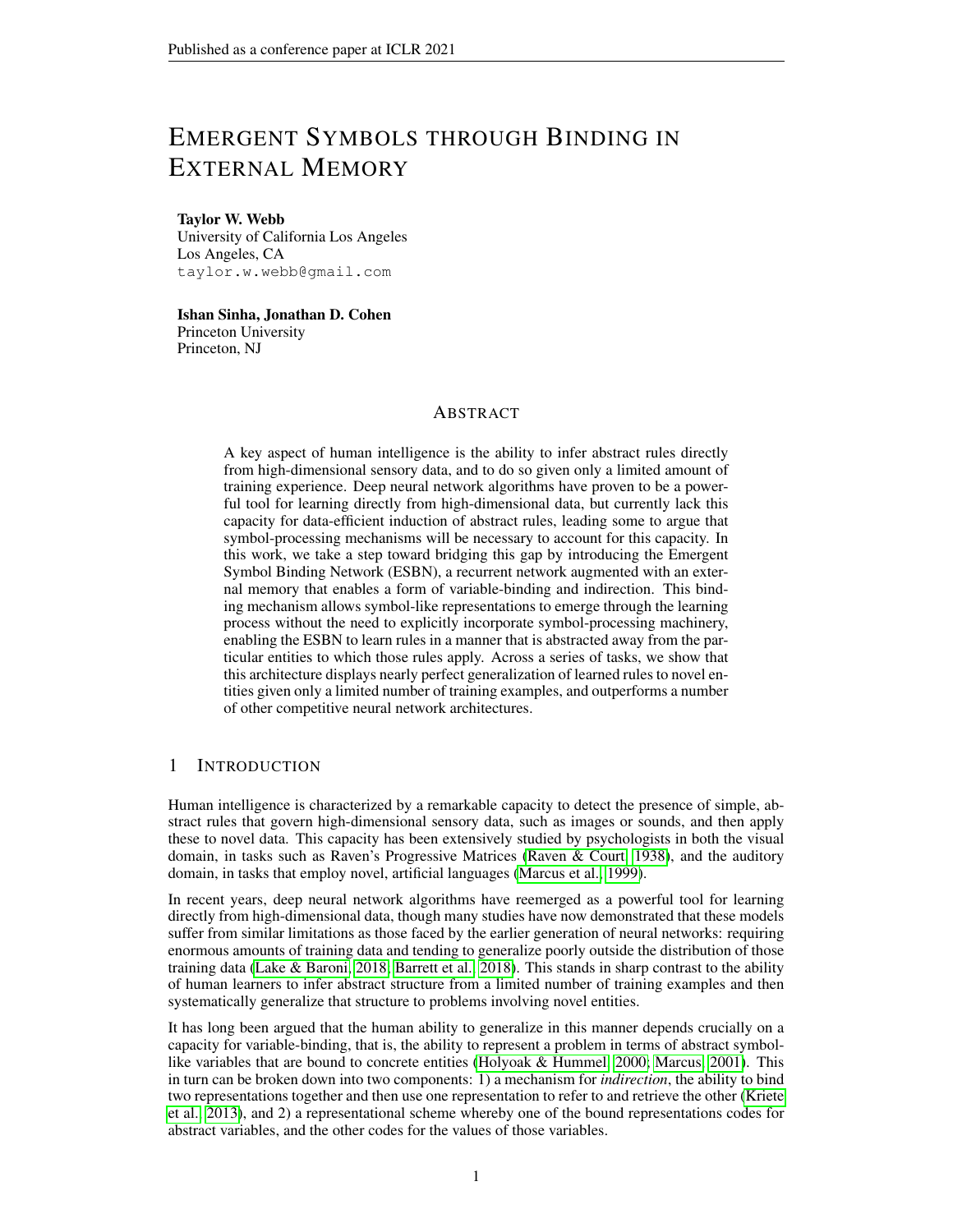# EMERGENT SYMBOLS THROUGH BINDING IN EXTERNAL MEMORY

**Taylor W. Webb**
University of California Los Angeles
Los Angeles, CA
taylor.w.webb@gmail.com

**Ishan Sinha, Jonathan D. Cohen**
Princeton University
Princeton, NJ

## ABSTRACT

A key aspect of human intelligence is the ability to infer abstract rules directly from high-dimensional sensory data, and to do so given only a limited amount of training experience. Deep neural network algorithms have proven to be a powerful tool for learning directly from high-dimensional data, but currently lack this capacity for data-efficient induction of abstract rules, leading some to argue that symbol-processing mechanisms will be necessary to account for this capacity. In this work, we take a step toward bridging this gap by introducing the Emergent Symbol Binding Network (ESBN), a recurrent network augmented with an external memory that enables a form of variable-binding and indirection. This binding mechanism allows symbol-like representations to emerge through the learning process without the need to explicitly incorporate symbol-processing machinery, enabling the ESBN to learn rules in a manner that is abstracted away from the particular entities to which those rules apply. Across a series of tasks, we show that this architecture displays nearly perfect generalization of learned rules to novel entities given only a limited number of training examples, and outperforms a number of other competitive neural network architectures.

## 1 INTRODUCTION

Human intelligence is characterized by a remarkable capacity to detect the presence of simple, abstract rules that govern high-dimensional sensory data, such as images or sounds, and then apply these to novel data. This capacity has been extensively studied by psychologists in both the visual domain, in tasks such as Raven's Progressive Matrices (Raven & Court, 1938), and the auditory domain, in tasks that employ novel, artificial languages (Marcus et al., 1999).

In recent years, deep neural network algorithms have reemerged as a powerful tool for learning directly from high-dimensional data, though many studies have now demonstrated that these models suffer from similar limitations as those faced by the earlier generation of neural networks: requiring enormous amounts of training data and tending to generalize poorly outside the distribution of those training data (Lake & Baroni, 2018; Barrett et al., 2018). This stands in sharp contrast to the ability of human learners to infer abstract structure from a limited number of training examples and then systematically generalize that structure to problems involving novel entities.

It has long been argued that the human ability to generalize in this manner depends crucially on a capacity for variable-binding, that is, the ability to represent a problem in terms of abstract symbol-like variables that are bound to concrete entities (Holyoak & Hummel, 2000; Marcus, 2001). This in turn can be broken down into two components: 1) a mechanism for *indirection*, the ability to bind two representations together and then use one representation to refer to and retrieve the other (Kriete et al., 2013), and 2) a representational scheme whereby one of the bound representations codes for abstract variables, and the other codes for the values of those variables.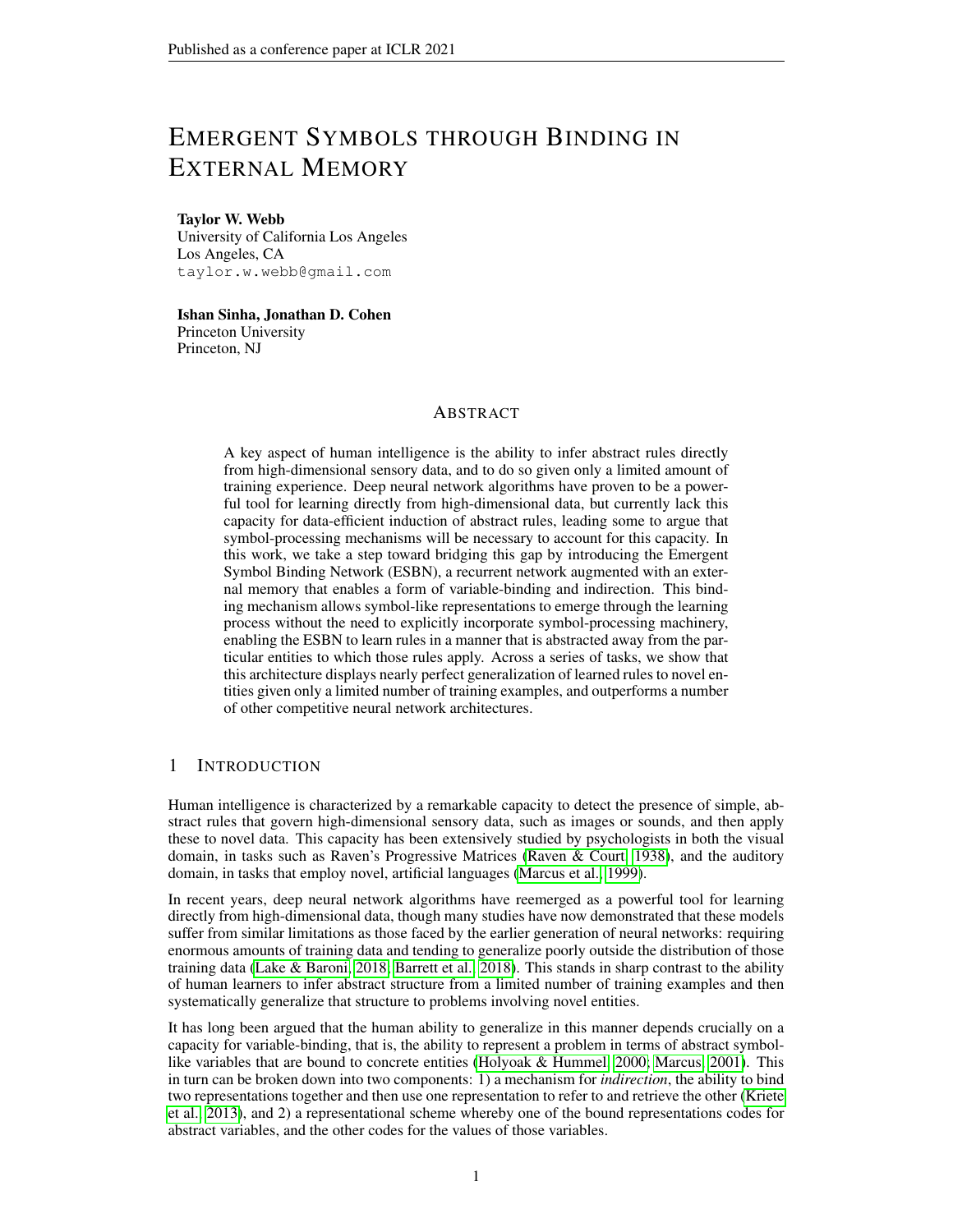# Emergent Symbols through Binding in External Memory

**Taylor W. Webb**
University of California Los Angeles
Los Angeles, CA
taylor.w.webb@gmail.com

**Ishan Sinha, Jonathan D. Cohen**
Princeton University
Princeton, NJ

## Abstract

A key aspect of human intelligence is the ability to infer abstract rules directly from high-dimensional sensory data, and to do so given only a limited amount of training experience. Deep neural network algorithms have proven to be a powerful tool for learning directly from high-dimensional data, but currently lack this capacity for data-efficient induction of abstract rules, leading some to argue that symbol-processing mechanisms will be necessary to account for this capacity. In this work, we take a step toward bridging this gap by introducing the Emergent Symbol Binding Network (ESBN), a recurrent network augmented with an external memory that enables a form of variable-binding and indirection. This binding mechanism allows symbol-like representations to emerge through the learning process without the need to explicitly incorporate symbol-processing machinery, enabling the ESBN to learn rules in a manner that is abstracted away from the particular entities to which those rules apply. Across a series of tasks, we show that this architecture displays nearly perfect generalization of learned rules to novel entities given only a limited number of training examples, and outperforms a number of other competitive neural network architectures.

## 1 Introduction

Human intelligence is characterized by a remarkable capacity to detect the presence of simple, abstract rules that govern high-dimensional sensory data, such as images or sounds, and then apply these to novel data. This capacity has been extensively studied by psychologists in both the visual domain, in tasks such as Raven's Progressive Matrices (Raven & Court, 1938), and the auditory domain, in tasks that employ novel, artificial languages (Marcus et al., 1999).

In recent years, deep neural network algorithms have reemerged as a powerful tool for learning directly from high-dimensional data, though many studies have now demonstrated that these models suffer from similar limitations as those faced by the earlier generation of neural networks: requiring enormous amounts of training data and tending to generalize poorly outside the distribution of those training data (Lake & Baroni, 2018; Barrett et al., 2018). This stands in sharp contrast to the ability of human learners to infer abstract structure from a limited number of training examples and then systematically generalize that structure to problems involving novel entities.

It has long been argued that the human ability to generalize in this manner depends crucially on a capacity for variable-binding, that is, the ability to represent a problem in terms of abstract symbol-like variables that are bound to concrete entities (Holyoak & Hummel, 2000; Marcus, 2001). This in turn can be broken down into two components: 1) a mechanism for *indirection*, the ability to bind two representations together and then use one representation to refer to and retrieve the other (Kriete et al., 2013), and 2) a representational scheme whereby one of the bound representations codes for abstract variables, and the other codes for the values of those variables.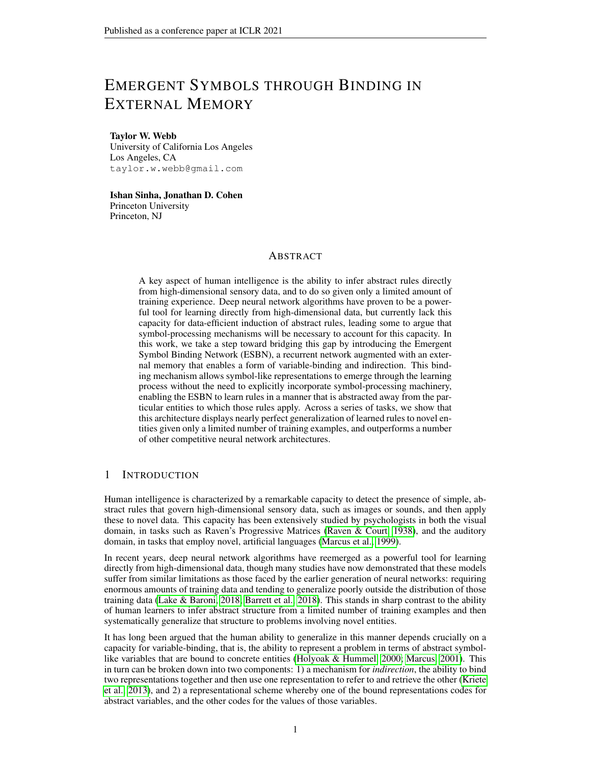# Emergent Symbols through Binding in External Memory

**Taylor W. Webb**
University of California Los Angeles
Los Angeles, CA
taylor.w.webb@gmail.com

**Ishan Sinha, Jonathan D. Cohen**
Princeton University
Princeton, NJ

## Abstract

A key aspect of human intelligence is the ability to infer abstract rules directly from high-dimensional sensory data, and to do so given only a limited amount of training experience. Deep neural network algorithms have proven to be a powerful tool for learning directly from high-dimensional data, but currently lack this capacity for data-efficient induction of abstract rules, leading some to argue that symbol-processing mechanisms will be necessary to account for this capacity. In this work, we take a step toward bridging this gap by introducing the Emergent Symbol Binding Network (ESBN), a recurrent network augmented with an external memory that enables a form of variable-binding and indirection. This binding mechanism allows symbol-like representations to emerge through the learning process without the need to explicitly incorporate symbol-processing machinery, enabling the ESBN to learn rules in a manner that is abstracted away from the particular entities to which those rules apply. Across a series of tasks, we show that this architecture displays nearly perfect generalization of learned rules to novel entities given only a limited number of training examples, and outperforms a number of other competitive neural network architectures.

## 1 Introduction

Human intelligence is characterized by a remarkable capacity to detect the presence of simple, abstract rules that govern high-dimensional sensory data, such as images or sounds, and then apply these to novel data. This capacity has been extensively studied by psychologists in both the visual domain, in tasks such as Raven's Progressive Matrices (Raven & Court, 1938), and the auditory domain, in tasks that employ novel, artificial languages (Marcus et al., 1999).

In recent years, deep neural network algorithms have reemerged as a powerful tool for learning directly from high-dimensional data, though many studies have now demonstrated that these models suffer from similar limitations as those faced by the earlier generation of neural networks: requiring enormous amounts of training data and tending to generalize poorly outside the distribution of those training data (Lake & Baroni, 2018; Barrett et al., 2018). This stands in sharp contrast to the ability of human learners to infer abstract structure from a limited number of training examples and then systematically generalize that structure to problems involving novel entities.

It has long been argued that the human ability to generalize in this manner depends crucially on a capacity for variable-binding, that is, the ability to represent a problem in terms of abstract symbol-like variables that are bound to concrete entities (Holyoak & Hummel, 2000; Marcus, 2001). This in turn can be broken down into two components: 1) a mechanism for *indirection*, the ability to bind two representations together and then use one representation to refer to and retrieve the other (Kriete et al., 2013), and 2) a representational scheme whereby one of the bound representations codes for abstract variables, and the other codes for the values of those variables.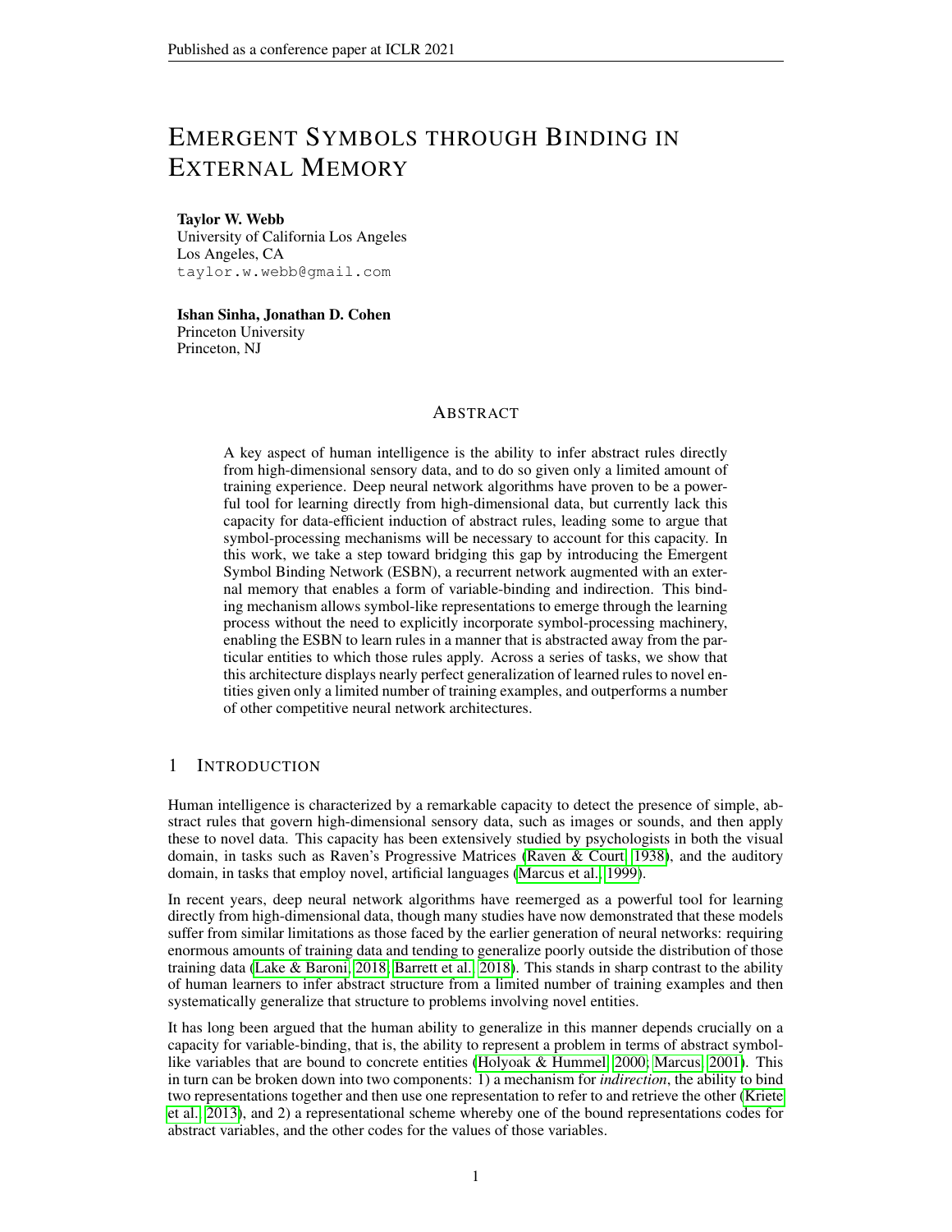# Emergent Symbols through Binding in External Memory

**Taylor W. Webb**
University of California Los Angeles
Los Angeles, CA
taylor.w.webb@gmail.com

**Ishan Sinha, Jonathan D. Cohen**
Princeton University
Princeton, NJ

## Abstract

A key aspect of human intelligence is the ability to infer abstract rules directly from high-dimensional sensory data, and to do so given only a limited amount of training experience. Deep neural network algorithms have proven to be a powerful tool for learning directly from high-dimensional data, but currently lack this capacity for data-efficient induction of abstract rules, leading some to argue that symbol-processing mechanisms will be necessary to account for this capacity. In this work, we take a step toward bridging this gap by introducing the Emergent Symbol Binding Network (ESBN), a recurrent network augmented with an external memory that enables a form of variable-binding and indirection. This binding mechanism allows symbol-like representations to emerge through the learning process without the need to explicitly incorporate symbol-processing machinery, enabling the ESBN to learn rules in a manner that is abstracted away from the particular entities to which those rules apply. Across a series of tasks, we show that this architecture displays nearly perfect generalization of learned rules to novel entities given only a limited number of training examples, and outperforms a number of other competitive neural network architectures.

## 1 Introduction

Human intelligence is characterized by a remarkable capacity to detect the presence of simple, abstract rules that govern high-dimensional sensory data, such as images or sounds, and then apply these to novel data. This capacity has been extensively studied by psychologists in both the visual domain, in tasks such as Raven's Progressive Matrices (Raven & Court, 1938), and the auditory domain, in tasks that employ novel, artificial languages (Marcus et al., 1999).

In recent years, deep neural network algorithms have reemerged as a powerful tool for learning directly from high-dimensional data, though many studies have now demonstrated that these models suffer from similar limitations as those faced by the earlier generation of neural networks: requiring enormous amounts of training data and tending to generalize poorly outside the distribution of those training data (Lake & Baroni, 2018; Barrett et al., 2018). This stands in sharp contrast to the ability of human learners to infer abstract structure from a limited number of training examples and then systematically generalize that structure to problems involving novel entities.

It has long been argued that the human ability to generalize in this manner depends crucially on a capacity for variable-binding, that is, the ability to represent a problem in terms of abstract symbol-like variables that are bound to concrete entities (Holyoak & Hummel, 2000; Marcus, 2001). This in turn can be broken down into two components: 1) a mechanism for *indirection*, the ability to bind two representations together and then use one representation to refer to and retrieve the other (Kriete et al., 2013), and 2) a representational scheme whereby one of the bound representations codes for abstract variables, and the other codes for the values of those variables.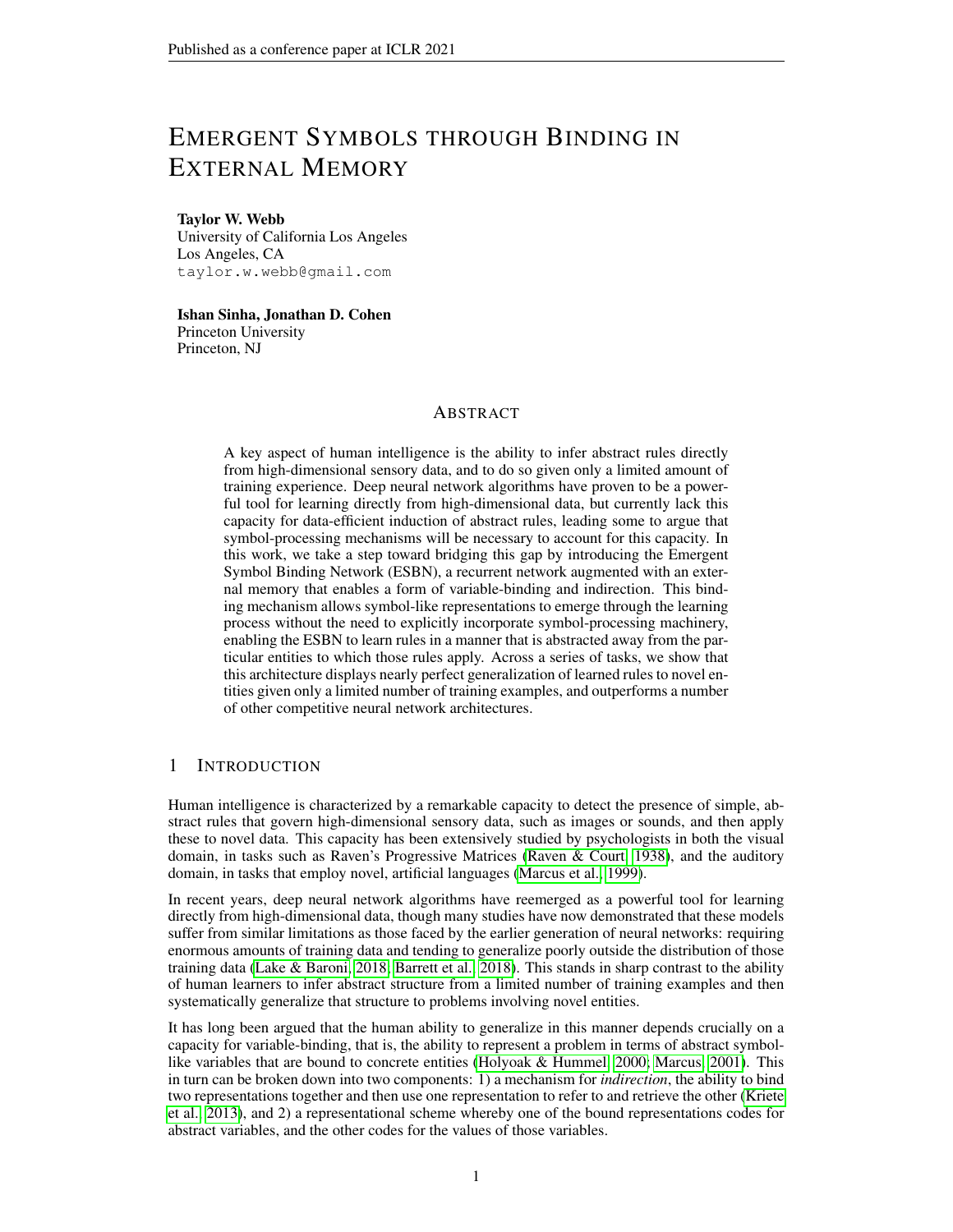# Emergent Symbols through Binding in External Memory

**Taylor W. Webb**
University of California Los Angeles
Los Angeles, CA
taylor.w.webb@gmail.com

**Ishan Sinha, Jonathan D. Cohen**
Princeton University
Princeton, NJ

## Abstract

A key aspect of human intelligence is the ability to infer abstract rules directly from high-dimensional sensory data, and to do so given only a limited amount of training experience. Deep neural network algorithms have proven to be a powerful tool for learning directly from high-dimensional data, but currently lack this capacity for data-efficient induction of abstract rules, leading some to argue that symbol-processing mechanisms will be necessary to account for this capacity. In this work, we take a step toward bridging this gap by introducing the Emergent Symbol Binding Network (ESBN), a recurrent network augmented with an external memory that enables a form of variable-binding and indirection. This binding mechanism allows symbol-like representations to emerge through the learning process without the need to explicitly incorporate symbol-processing machinery, enabling the ESBN to learn rules in a manner that is abstracted away from the particular entities to which those rules apply. Across a series of tasks, we show that this architecture displays nearly perfect generalization of learned rules to novel entities given only a limited number of training examples, and outperforms a number of other competitive neural network architectures.

## 1 Introduction

Human intelligence is characterized by a remarkable capacity to detect the presence of simple, abstract rules that govern high-dimensional sensory data, such as images or sounds, and then apply these to novel data. This capacity has been extensively studied by psychologists in both the visual domain, in tasks such as Raven's Progressive Matrices (Raven & Court, 1938), and the auditory domain, in tasks that employ novel, artificial languages (Marcus et al., 1999).

In recent years, deep neural network algorithms have reemerged as a powerful tool for learning directly from high-dimensional data, though many studies have now demonstrated that these models suffer from similar limitations as those faced by the earlier generation of neural networks: requiring enormous amounts of training data and tending to generalize poorly outside the distribution of those training data (Lake & Baroni, 2018; Barrett et al., 2018). This stands in sharp contrast to the ability of human learners to infer abstract structure from a limited number of training examples and then systematically generalize that structure to problems involving novel entities.

It has long been argued that the human ability to generalize in this manner depends crucially on a capacity for variable-binding, that is, the ability to represent a problem in terms of abstract symbol-like variables that are bound to concrete entities (Holyoak & Hummel, 2000; Marcus, 2001). This in turn can be broken down into two components: 1) a mechanism for *indirection*, the ability to bind two representations together and then use one representation to refer to and retrieve the other (Kriete et al., 2013), and 2) a representational scheme whereby one of the bound representations codes for abstract variables, and the other codes for the values of those variables.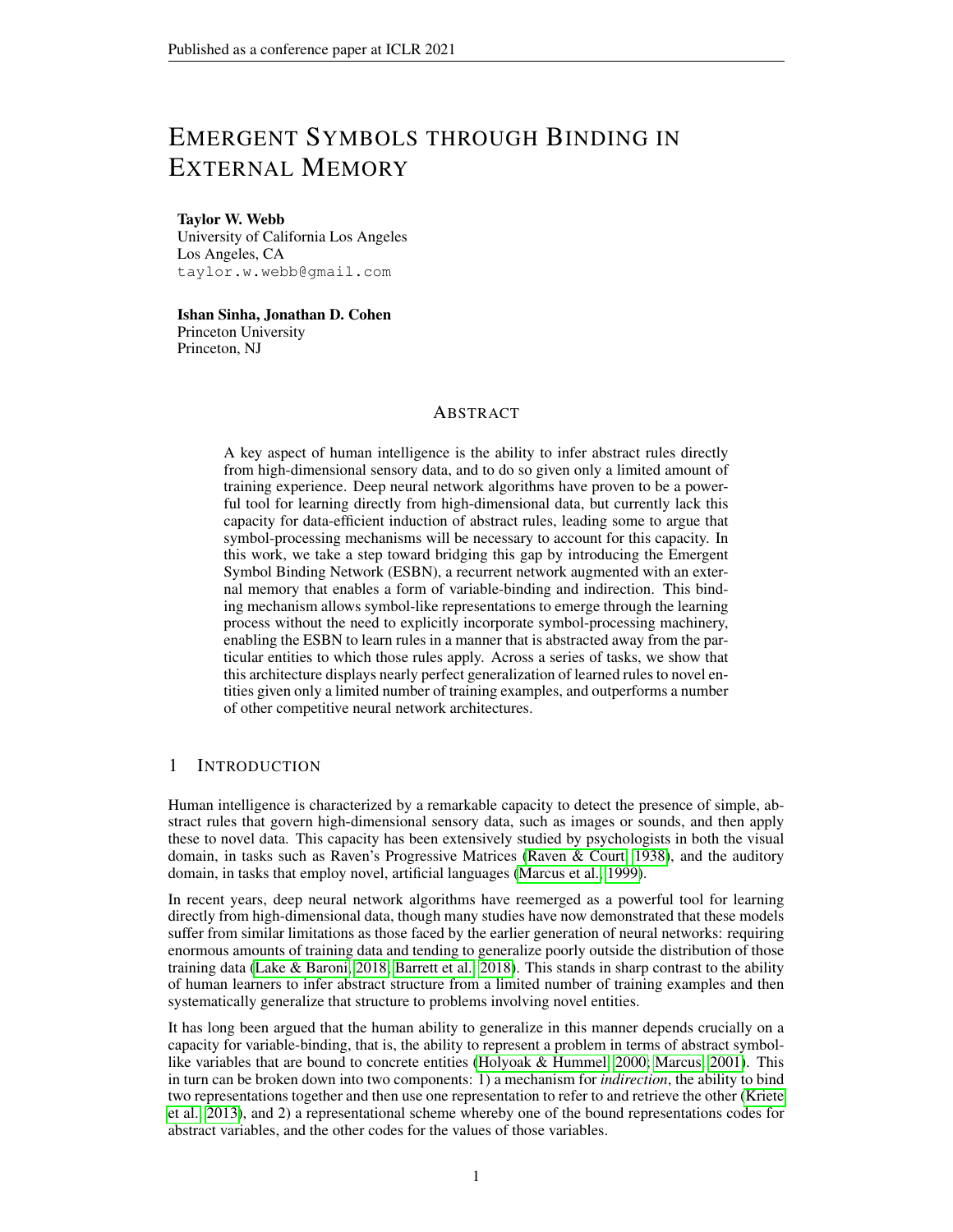# EMERGENT SYMBOLS THROUGH BINDING IN EXTERNAL MEMORY

**Taylor W. Webb**
University of California Los Angeles
Los Angeles, CA
taylor.w.webb@gmail.com

**Ishan Sinha, Jonathan D. Cohen**
Princeton University
Princeton, NJ

## ABSTRACT

A key aspect of human intelligence is the ability to infer abstract rules directly from high-dimensional sensory data, and to do so given only a limited amount of training experience. Deep neural network algorithms have proven to be a powerful tool for learning directly from high-dimensional data, but currently lack this capacity for data-efficient induction of abstract rules, leading some to argue that symbol-processing mechanisms will be necessary to account for this capacity. In this work, we take a step toward bridging this gap by introducing the Emergent Symbol Binding Network (ESBN), a recurrent network augmented with an external memory that enables a form of variable-binding and indirection. This binding mechanism allows symbol-like representations to emerge through the learning process without the need to explicitly incorporate symbol-processing machinery, enabling the ESBN to learn rules in a manner that is abstracted away from the particular entities to which those rules apply. Across a series of tasks, we show that this architecture displays nearly perfect generalization of learned rules to novel entities given only a limited number of training examples, and outperforms a number of other competitive neural network architectures.

## 1 INTRODUCTION

Human intelligence is characterized by a remarkable capacity to detect the presence of simple, abstract rules that govern high-dimensional sensory data, such as images or sounds, and then apply these to novel data. This capacity has been extensively studied by psychologists in both the visual domain, in tasks such as Raven's Progressive Matrices (Raven & Court, 1938), and the auditory domain, in tasks that employ novel, artificial languages (Marcus et al., 1999).

In recent years, deep neural network algorithms have reemerged as a powerful tool for learning directly from high-dimensional data, though many studies have now demonstrated that these models suffer from similar limitations as those faced by the earlier generation of neural networks: requiring enormous amounts of training data and tending to generalize poorly outside the distribution of those training data (Lake & Baroni, 2018; Barrett et al., 2018). This stands in sharp contrast to the ability of human learners to infer abstract structure from a limited number of training examples and then systematically generalize that structure to problems involving novel entities.

It has long been argued that the human ability to generalize in this manner depends crucially on a capacity for variable-binding, that is, the ability to represent a problem in terms of abstract symbol-like variables that are bound to concrete entities (Holyoak & Hummel, 2000; Marcus, 2001). This in turn can be broken down into two components: 1) a mechanism for *indirection*, the ability to bind two representations together and then use one representation to refer to and retrieve the other (Kriete et al., 2013), and 2) a representational scheme whereby one of the bound representations codes for abstract variables, and the other codes for the values of those variables.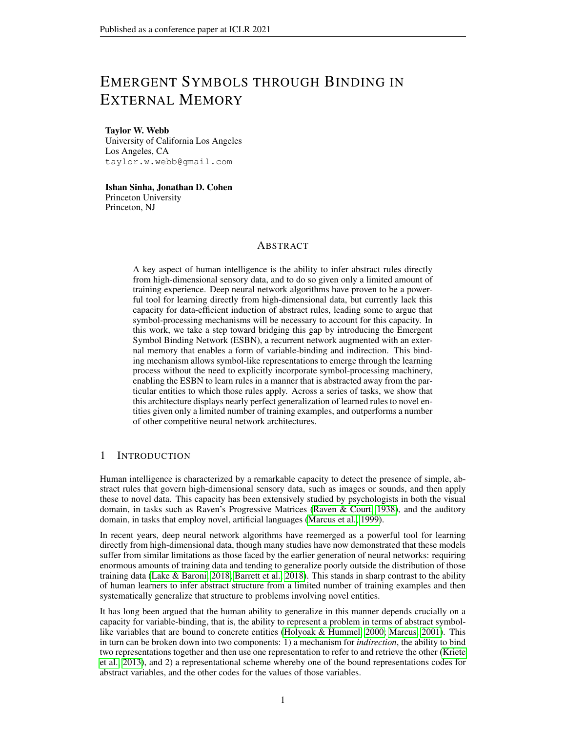# EMERGENT SYMBOLS THROUGH BINDING IN EXTERNAL MEMORY

**Taylor W. Webb**
University of California Los Angeles
Los Angeles, CA
taylor.w.webb@gmail.com

**Ishan Sinha, Jonathan D. Cohen**
Princeton University
Princeton, NJ

## ABSTRACT

A key aspect of human intelligence is the ability to infer abstract rules directly from high-dimensional sensory data, and to do so given only a limited amount of training experience. Deep neural network algorithms have proven to be a powerful tool for learning directly from high-dimensional data, but currently lack this capacity for data-efficient induction of abstract rules, leading some to argue that symbol-processing mechanisms will be necessary to account for this capacity. In this work, we take a step toward bridging this gap by introducing the Emergent Symbol Binding Network (ESBN), a recurrent network augmented with an external memory that enables a form of variable-binding and indirection. This binding mechanism allows symbol-like representations to emerge through the learning process without the need to explicitly incorporate symbol-processing machinery, enabling the ESBN to learn rules in a manner that is abstracted away from the particular entities to which those rules apply. Across a series of tasks, we show that this architecture displays nearly perfect generalization of learned rules to novel entities given only a limited number of training examples, and outperforms a number of other competitive neural network architectures.

## 1 INTRODUCTION

Human intelligence is characterized by a remarkable capacity to detect the presence of simple, abstract rules that govern high-dimensional sensory data, such as images or sounds, and then apply these to novel data. This capacity has been extensively studied by psychologists in both the visual domain, in tasks such as Raven's Progressive Matrices (Raven & Court, 1938), and the auditory domain, in tasks that employ novel, artificial languages (Marcus et al., 1999).

In recent years, deep neural network algorithms have reemerged as a powerful tool for learning directly from high-dimensional data, though many studies have now demonstrated that these models suffer from similar limitations as those faced by the earlier generation of neural networks: requiring enormous amounts of training data and tending to generalize poorly outside the distribution of those training data (Lake & Baroni, 2018; Barrett et al., 2018). This stands in sharp contrast to the ability of human learners to infer abstract structure from a limited number of training examples and then systematically generalize that structure to problems involving novel entities.

It has long been argued that the human ability to generalize in this manner depends crucially on a capacity for variable-binding, that is, the ability to represent a problem in terms of abstract symbol-like variables that are bound to concrete entities (Holyoak & Hummel, 2000; Marcus, 2001). This in turn can be broken down into two components: 1) a mechanism for *indirection*, the ability to bind two representations together and then use one representation to refer to and retrieve the other (Kriete et al., 2013), and 2) a representational scheme whereby one of the bound representations codes for abstract variables, and the other codes for the values of those variables.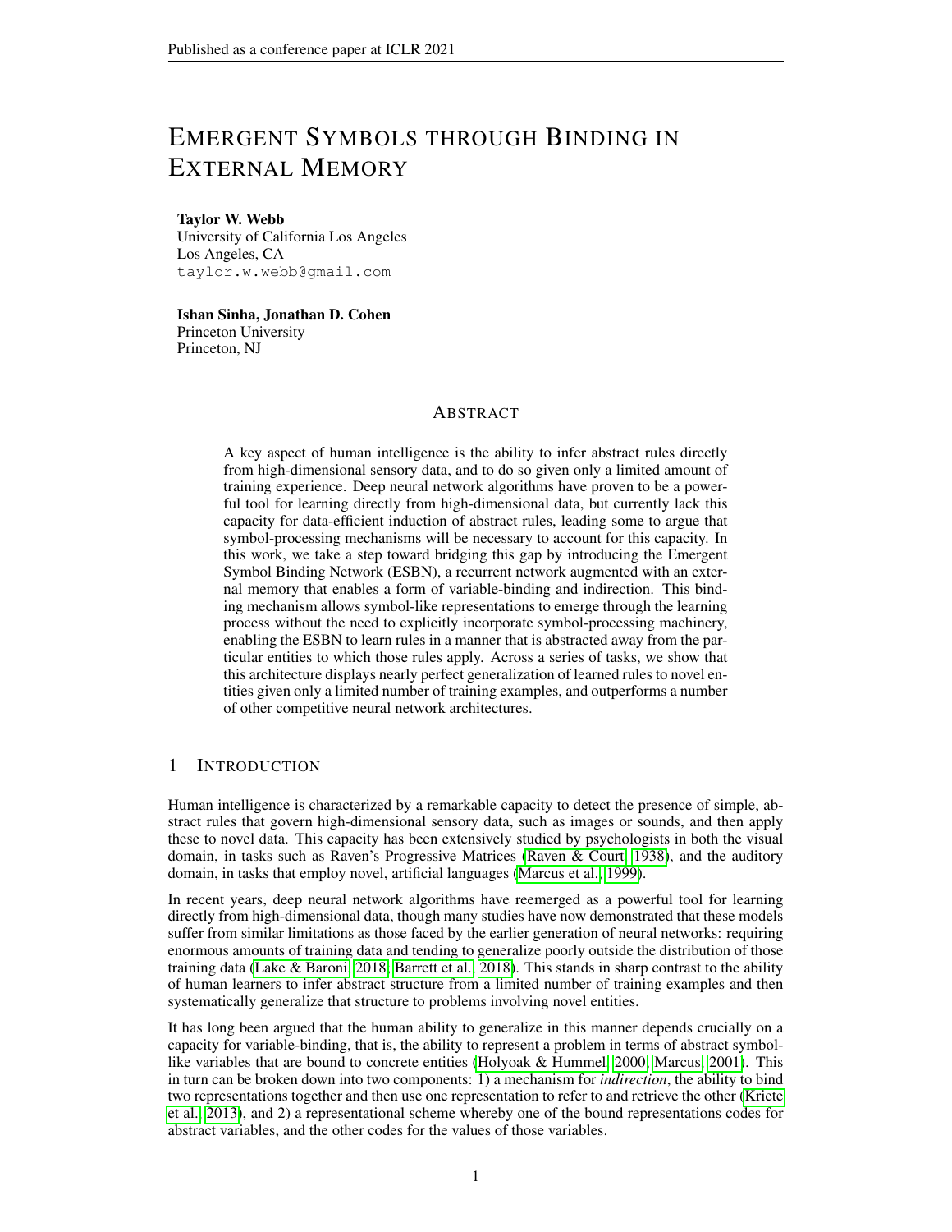# Emergent Symbols through Binding in External Memory

**Taylor W. Webb**
University of California Los Angeles
Los Angeles, CA
taylor.w.webb@gmail.com

**Ishan Sinha, Jonathan D. Cohen**
Princeton University
Princeton, NJ

## Abstract

A key aspect of human intelligence is the ability to infer abstract rules directly from high-dimensional sensory data, and to do so given only a limited amount of training experience. Deep neural network algorithms have proven to be a powerful tool for learning directly from high-dimensional data, but currently lack this capacity for data-efficient induction of abstract rules, leading some to argue that symbol-processing mechanisms will be necessary to account for this capacity. In this work, we take a step toward bridging this gap by introducing the Emergent Symbol Binding Network (ESBN), a recurrent network augmented with an external memory that enables a form of variable-binding and indirection. This binding mechanism allows symbol-like representations to emerge through the learning process without the need to explicitly incorporate symbol-processing machinery, enabling the ESBN to learn rules in a manner that is abstracted away from the particular entities to which those rules apply. Across a series of tasks, we show that this architecture displays nearly perfect generalization of learned rules to novel entities given only a limited number of training examples, and outperforms a number of other competitive neural network architectures.

## 1 Introduction

Human intelligence is characterized by a remarkable capacity to detect the presence of simple, abstract rules that govern high-dimensional sensory data, such as images or sounds, and then apply these to novel data. This capacity has been extensively studied by psychologists in both the visual domain, in tasks such as Raven's Progressive Matrices (Raven & Court, 1938), and the auditory domain, in tasks that employ novel, artificial languages (Marcus et al., 1999).

In recent years, deep neural network algorithms have reemerged as a powerful tool for learning directly from high-dimensional data, though many studies have now demonstrated that these models suffer from similar limitations as those faced by the earlier generation of neural networks: requiring enormous amounts of training data and tending to generalize poorly outside the distribution of those training data (Lake & Baroni, 2018; Barrett et al., 2018). This stands in sharp contrast to the ability of human learners to infer abstract structure from a limited number of training examples and then systematically generalize that structure to problems involving novel entities.

It has long been argued that the human ability to generalize in this manner depends crucially on a capacity for variable-binding, that is, the ability to represent a problem in terms of abstract symbol-like variables that are bound to concrete entities (Holyoak & Hummel, 2000; Marcus, 2001). This in turn can be broken down into two components: 1) a mechanism for *indirection*, the ability to bind two representations together and then use one representation to refer to and retrieve the other (Kriete et al., 2013), and 2) a representational scheme whereby one of the bound representations codes for abstract variables, and the other codes for the values of those variables.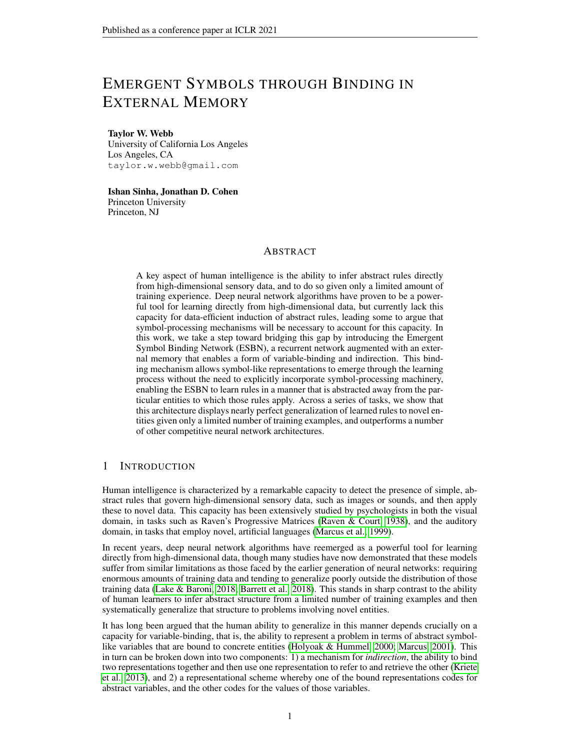# EMERGENT SYMBOLS THROUGH BINDING IN EXTERNAL MEMORY

**Taylor W. Webb**
University of California Los Angeles
Los Angeles, CA
`taylor.w.webb@gmail.com`

**Ishan Sinha, Jonathan D. Cohen**
Princeton University
Princeton, NJ

## ABSTRACT

A key aspect of human intelligence is the ability to infer abstract rules directly from high-dimensional sensory data, and to do so given only a limited amount of training experience. Deep neural network algorithms have proven to be a powerful tool for learning directly from high-dimensional data, but currently lack this capacity for data-efficient induction of abstract rules, leading some to argue that symbol-processing mechanisms will be necessary to account for this capacity. In this work, we take a step toward bridging this gap by introducing the Emergent Symbol Binding Network (ESBN), a recurrent network augmented with an external memory that enables a form of variable-binding and indirection. This binding mechanism allows symbol-like representations to emerge through the learning process without the need to explicitly incorporate symbol-processing machinery, enabling the ESBN to learn rules in a manner that is abstracted away from the particular entities to which those rules apply. Across a series of tasks, we show that this architecture displays nearly perfect generalization of learned rules to novel entities given only a limited number of training examples, and outperforms a number of other competitive neural network architectures.

## 1 INTRODUCTION

Human intelligence is characterized by a remarkable capacity to detect the presence of simple, abstract rules that govern high-dimensional sensory data, such as images or sounds, and then apply these to novel data. This capacity has been extensively studied by psychologists in both the visual domain, in tasks such as Raven's Progressive Matrices (Raven & Court, 1938), and the auditory domain, in tasks that employ novel, artificial languages (Marcus et al., 1999).

In recent years, deep neural network algorithms have reemerged as a powerful tool for learning directly from high-dimensional data, though many studies have now demonstrated that these models suffer from similar limitations as those faced by the earlier generation of neural networks: requiring enormous amounts of training data and tending to generalize poorly outside the distribution of those training data (Lake & Baroni, 2018; Barrett et al., 2018). This stands in sharp contrast to the ability of human learners to infer abstract structure from a limited number of training examples and then systematically generalize that structure to problems involving novel entities.

It has long been argued that the human ability to generalize in this manner depends crucially on a capacity for variable-binding, that is, the ability to represent a problem in terms of abstract symbol-like variables that are bound to concrete entities (Holyoak & Hummel, 2000; Marcus, 2001). This in turn can be broken down into two components: 1) a mechanism for *indirection*, the ability to bind two representations together and then use one representation to refer to and retrieve the other (Kriete et al., 2013), and 2) a representational scheme whereby one of the bound representations codes for abstract variables, and the other codes for the values of those variables.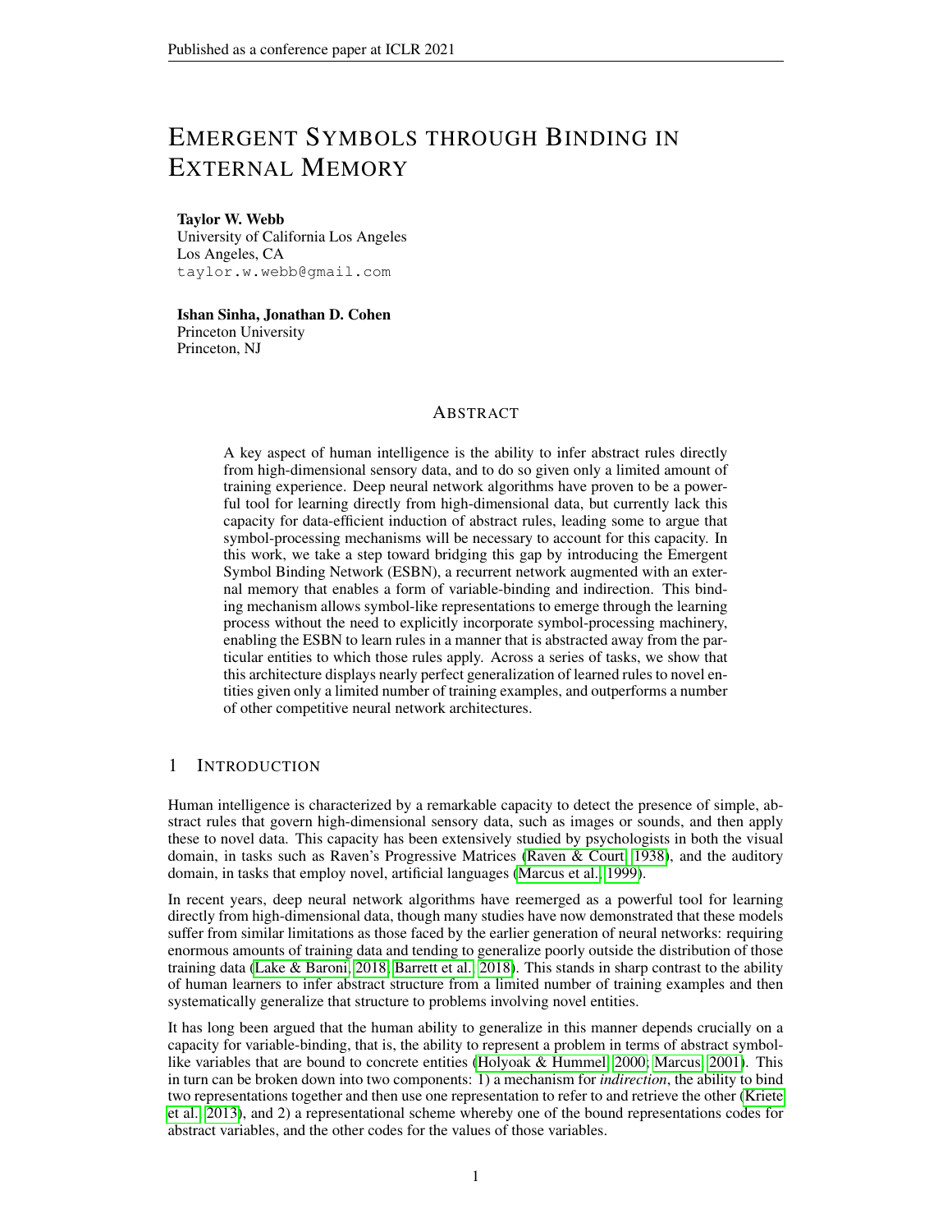# EMERGENT SYMBOLS THROUGH BINDING IN EXTERNAL MEMORY

**Taylor W. Webb**
University of California Los Angeles
Los Angeles, CA
taylor.w.webb@gmail.com

**Ishan Sinha, Jonathan D. Cohen**
Princeton University
Princeton, NJ

## ABSTRACT

A key aspect of human intelligence is the ability to infer abstract rules directly from high-dimensional sensory data, and to do so given only a limited amount of training experience. Deep neural network algorithms have proven to be a powerful tool for learning directly from high-dimensional data, but currently lack this capacity for data-efficient induction of abstract rules, leading some to argue that symbol-processing mechanisms will be necessary to account for this capacity. In this work, we take a step toward bridging this gap by introducing the Emergent Symbol Binding Network (ESBN), a recurrent network augmented with an external memory that enables a form of variable-binding and indirection. This binding mechanism allows symbol-like representations to emerge through the learning process without the need to explicitly incorporate symbol-processing machinery, enabling the ESBN to learn rules in a manner that is abstracted away from the particular entities to which those rules apply. Across a series of tasks, we show that this architecture displays nearly perfect generalization of learned rules to novel entities given only a limited number of training examples, and outperforms a number of other competitive neural network architectures.

## 1 INTRODUCTION

Human intelligence is characterized by a remarkable capacity to detect the presence of simple, abstract rules that govern high-dimensional sensory data, such as images or sounds, and then apply these to novel data. This capacity has been extensively studied by psychologists in both the visual domain, in tasks such as Raven's Progressive Matrices (Raven & Court, 1938), and the auditory domain, in tasks that employ novel, artificial languages (Marcus et al., 1999).

In recent years, deep neural network algorithms have reemerged as a powerful tool for learning directly from high-dimensional data, though many studies have now demonstrated that these models suffer from similar limitations as those faced by the earlier generation of neural networks: requiring enormous amounts of training data and tending to generalize poorly outside the distribution of those training data (Lake & Baroni, 2018; Barrett et al., 2018). This stands in sharp contrast to the ability of human learners to infer abstract structure from a limited number of training examples and then systematically generalize that structure to problems involving novel entities.

It has long been argued that the human ability to generalize in this manner depends crucially on a capacity for variable-binding, that is, the ability to represent a problem in terms of abstract symbol-like variables that are bound to concrete entities (Holyoak & Hummel, 2000; Marcus, 2001). This in turn can be broken down into two components: 1) a mechanism for *indirection*, the ability to bind two representations together and then use one representation to refer to and retrieve the other (Kriete et al., 2013), and 2) a representational scheme whereby one of the bound representations codes for abstract variables, and the other codes for the values of those variables.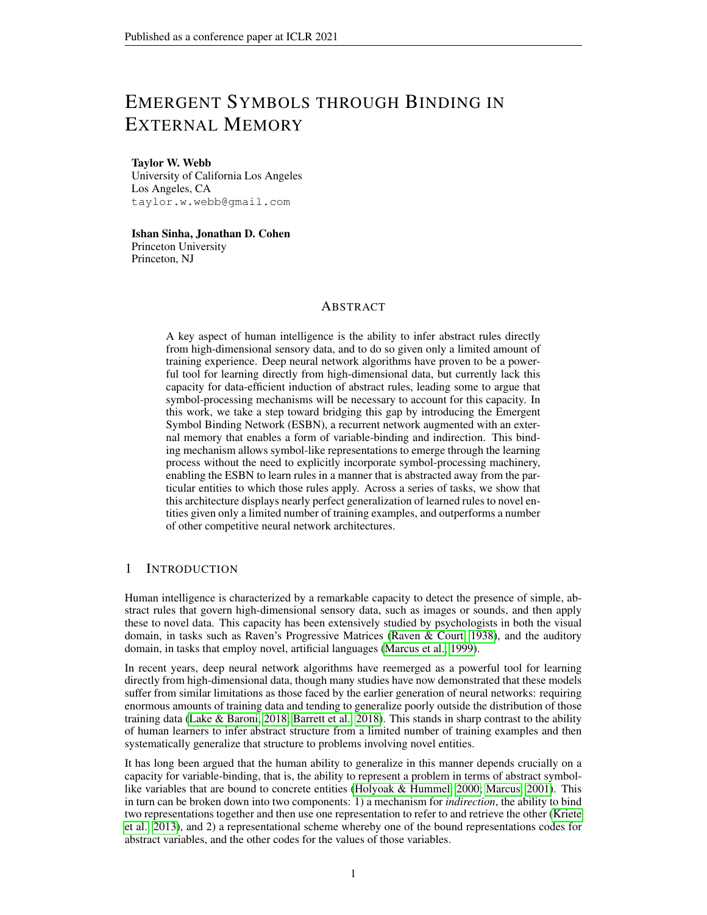# Emergent Symbols through Binding in External Memory

**Taylor W. Webb**
University of California Los Angeles
Los Angeles, CA
taylor.w.webb@gmail.com

**Ishan Sinha, Jonathan D. Cohen**
Princeton University
Princeton, NJ

## Abstract

A key aspect of human intelligence is the ability to infer abstract rules directly from high-dimensional sensory data, and to do so given only a limited amount of training experience. Deep neural network algorithms have proven to be a powerful tool for learning directly from high-dimensional data, but currently lack this capacity for data-efficient induction of abstract rules, leading some to argue that symbol-processing mechanisms will be necessary to account for this capacity. In this work, we take a step toward bridging this gap by introducing the Emergent Symbol Binding Network (ESBN), a recurrent network augmented with an external memory that enables a form of variable-binding and indirection. This binding mechanism allows symbol-like representations to emerge through the learning process without the need to explicitly incorporate symbol-processing machinery, enabling the ESBN to learn rules in a manner that is abstracted away from the particular entities to which those rules apply. Across a series of tasks, we show that this architecture displays nearly perfect generalization of learned rules to novel entities given only a limited number of training examples, and outperforms a number of other competitive neural network architectures.

## 1 Introduction

Human intelligence is characterized by a remarkable capacity to detect the presence of simple, abstract rules that govern high-dimensional sensory data, such as images or sounds, and then apply these to novel data. This capacity has been extensively studied by psychologists in both the visual domain, in tasks such as Raven's Progressive Matrices (Raven & Court, 1938), and the auditory domain, in tasks that employ novel, artificial languages (Marcus et al., 1999).

In recent years, deep neural network algorithms have reemerged as a powerful tool for learning directly from high-dimensional data, though many studies have now demonstrated that these models suffer from similar limitations as those faced by the earlier generation of neural networks: requiring enormous amounts of training data and tending to generalize poorly outside the distribution of those training data (Lake & Baroni, 2018; Barrett et al., 2018). This stands in sharp contrast to the ability of human learners to infer abstract structure from a limited number of training examples and then systematically generalize that structure to problems involving novel entities.

It has long been argued that the human ability to generalize in this manner depends crucially on a capacity for variable-binding, that is, the ability to represent a problem in terms of abstract symbol-like variables that are bound to concrete entities (Holyoak & Hummel, 2000; Marcus, 2001). This in turn can be broken down into two components: 1) a mechanism for *indirection*, the ability to bind two representations together and then use one representation to refer to and retrieve the other (Kriete et al., 2013), and 2) a representational scheme whereby one of the bound representations codes for abstract variables, and the other codes for the values of those variables.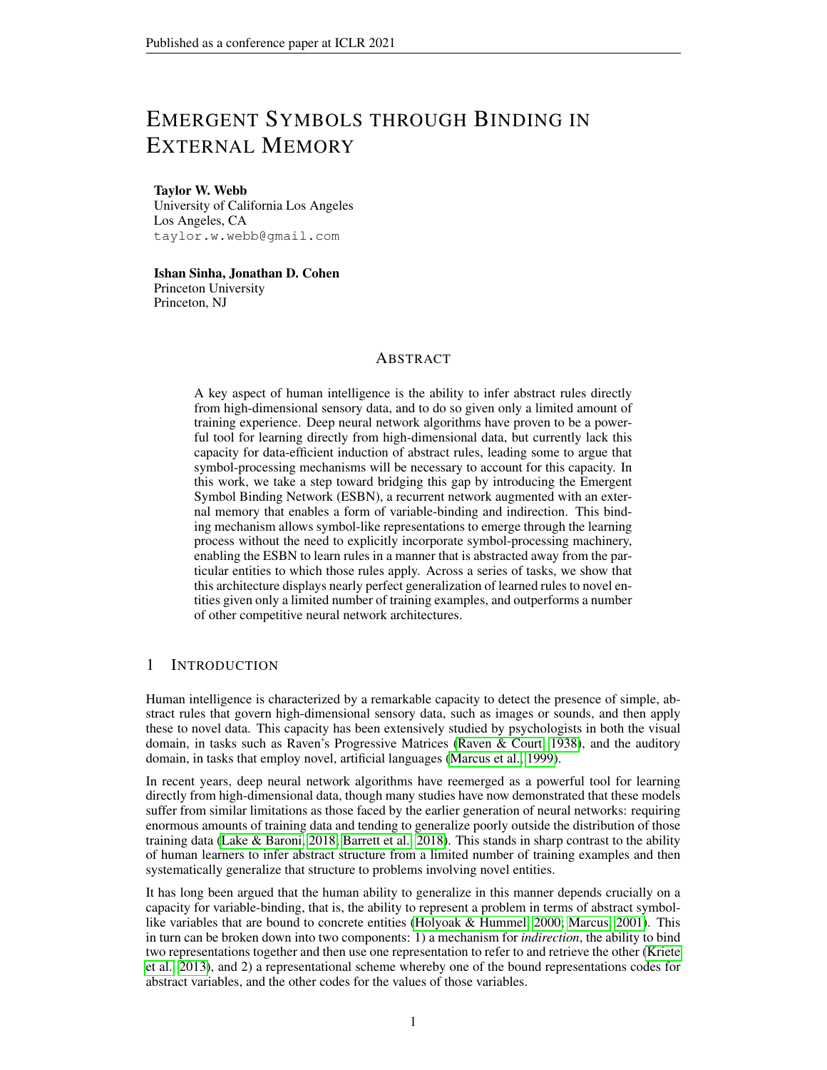# Emergent Symbols through Binding in External Memory

**Taylor W. Webb**
University of California Los Angeles
Los Angeles, CA
taylor.w.webb@gmail.com

**Ishan Sinha, Jonathan D. Cohen**
Princeton University
Princeton, NJ

## Abstract

A key aspect of human intelligence is the ability to infer abstract rules directly from high-dimensional sensory data, and to do so given only a limited amount of training experience. Deep neural network algorithms have proven to be a powerful tool for learning directly from high-dimensional data, but currently lack this capacity for data-efficient induction of abstract rules, leading some to argue that symbol-processing mechanisms will be necessary to account for this capacity. In this work, we take a step toward bridging this gap by introducing the Emergent Symbol Binding Network (ESBN), a recurrent network augmented with an external memory that enables a form of variable-binding and indirection. This binding mechanism allows symbol-like representations to emerge through the learning process without the need to explicitly incorporate symbol-processing machinery, enabling the ESBN to learn rules in a manner that is abstracted away from the particular entities to which those rules apply. Across a series of tasks, we show that this architecture displays nearly perfect generalization of learned rules to novel entities given only a limited number of training examples, and outperforms a number of other competitive neural network architectures.

## 1 Introduction

Human intelligence is characterized by a remarkable capacity to detect the presence of simple, abstract rules that govern high-dimensional sensory data, such as images or sounds, and then apply these to novel data. This capacity has been extensively studied by psychologists in both the visual domain, in tasks such as Raven's Progressive Matrices (Raven & Court, 1938), and the auditory domain, in tasks that employ novel, artificial languages (Marcus et al., 1999).

In recent years, deep neural network algorithms have reemerged as a powerful tool for learning directly from high-dimensional data, though many studies have now demonstrated that these models suffer from similar limitations as those faced by the earlier generation of neural networks: requiring enormous amounts of training data and tending to generalize poorly outside the distribution of those training data (Lake & Baroni, 2018; Barrett et al., 2018). This stands in sharp contrast to the ability of human learners to infer abstract structure from a limited number of training examples and then systematically generalize that structure to problems involving novel entities.

It has long been argued that the human ability to generalize in this manner depends crucially on a capacity for variable-binding, that is, the ability to represent a problem in terms of abstract symbol-like variables that are bound to concrete entities (Holyoak & Hummel, 2000; Marcus, 2001). This in turn can be broken down into two components: 1) a mechanism for *indirection*, the ability to bind two representations together and then use one representation to refer to and retrieve the other (Kriete et al., 2013), and 2) a representational scheme whereby one of the bound representations codes for abstract variables, and the other codes for the values of those variables.